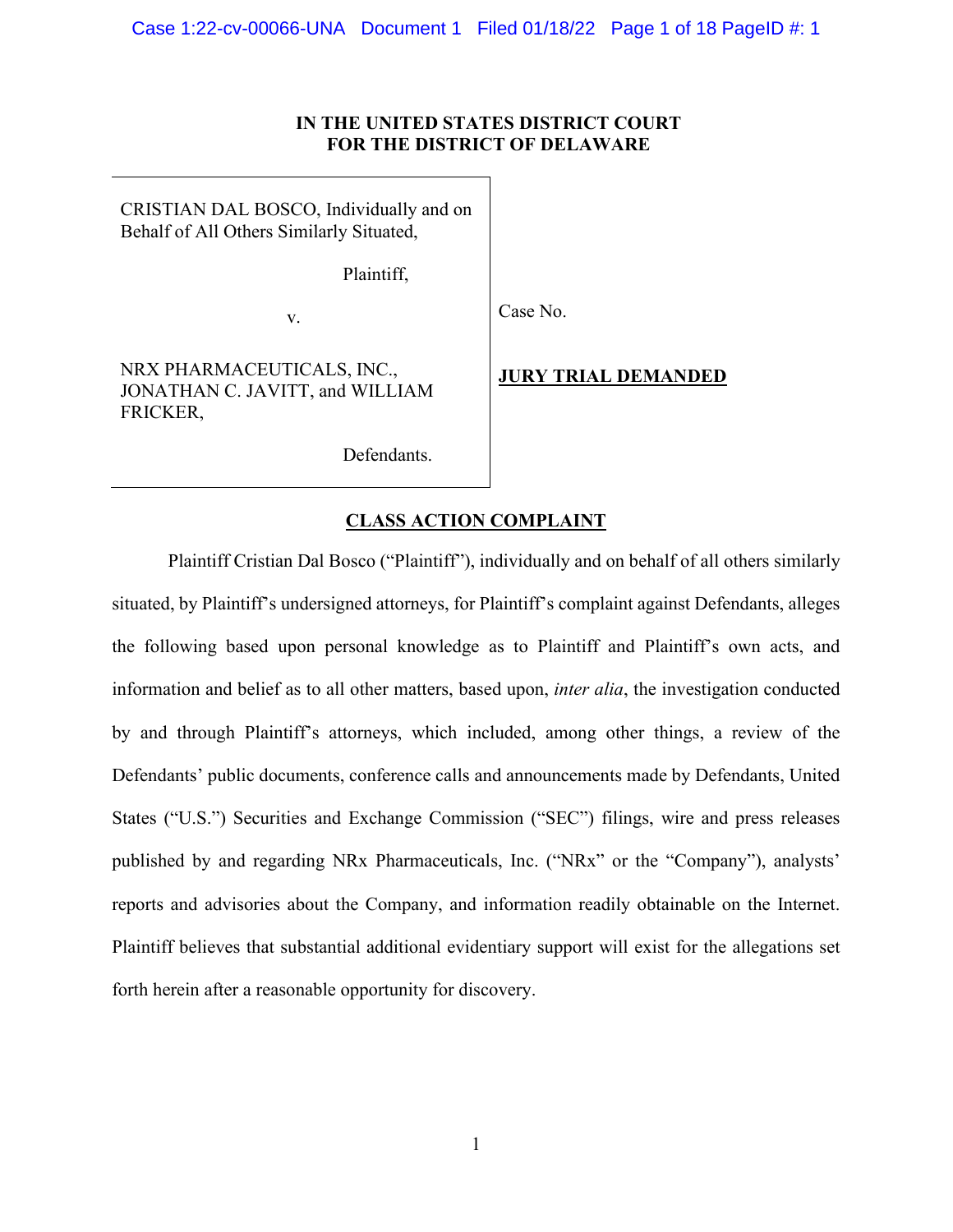**IN THE UNITED STATES DISTRICT COURT**
**FOR THE DISTRICT OF DELAWARE**

| | |
|---|---|
| CRISTIAN DAL BOSCO, Individually and on Behalf of All Others Similarly Situated,<br><br>Plaintiff,<br><br>v.<br><br>NRX PHARMACEUTICALS, INC., JONATHAN C. JAVITT, and WILLIAM FRICKER,<br><br>Defendants. | Case No.<br><br>**JURY TRIAL DEMANDED** |

## CLASS ACTION COMPLAINT

Plaintiff Cristian Dal Bosco ("Plaintiff"), individually and on behalf of all others similarly situated, by Plaintiff's undersigned attorneys, for Plaintiff's complaint against Defendants, alleges the following based upon personal knowledge as to Plaintiff and Plaintiff's own acts, and information and belief as to all other matters, based upon, *inter alia*, the investigation conducted by and through Plaintiff's attorneys, which included, among other things, a review of the Defendants' public documents, conference calls and announcements made by Defendants, United States ("U.S.") Securities and Exchange Commission ("SEC") filings, wire and press releases published by and regarding NRx Pharmaceuticals, Inc. ("NRx" or the "Company"), analysts' reports and advisories about the Company, and information readily obtainable on the Internet. Plaintiff believes that substantial additional evidentiary support will exist for the allegations set forth herein after a reasonable opportunity for discovery.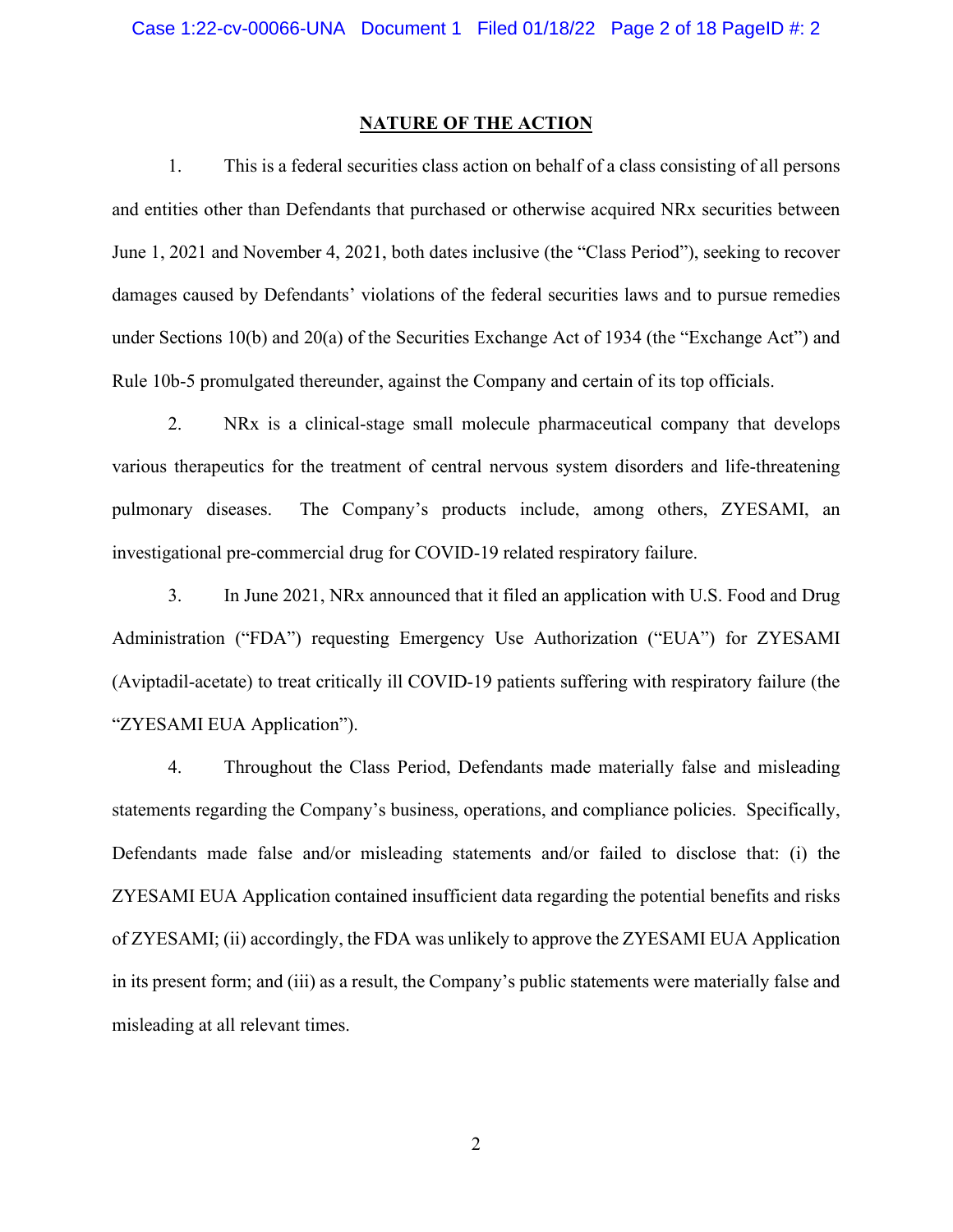## NATURE OF THE ACTION

1. This is a federal securities class action on behalf of a class consisting of all persons and entities other than Defendants that purchased or otherwise acquired NRx securities between June 1, 2021 and November 4, 2021, both dates inclusive (the "Class Period"), seeking to recover damages caused by Defendants' violations of the federal securities laws and to pursue remedies under Sections 10(b) and 20(a) of the Securities Exchange Act of 1934 (the "Exchange Act") and Rule 10b-5 promulgated thereunder, against the Company and certain of its top officials.

2. NRx is a clinical-stage small molecule pharmaceutical company that develops various therapeutics for the treatment of central nervous system disorders and life-threatening pulmonary diseases. The Company's products include, among others, ZYESAMI, an investigational pre-commercial drug for COVID-19 related respiratory failure.

3. In June 2021, NRx announced that it filed an application with U.S. Food and Drug Administration ("FDA") requesting Emergency Use Authorization ("EUA") for ZYESAMI (Aviptadil-acetate) to treat critically ill COVID-19 patients suffering with respiratory failure (the "ZYESAMI EUA Application").

4. Throughout the Class Period, Defendants made materially false and misleading statements regarding the Company's business, operations, and compliance policies. Specifically, Defendants made false and/or misleading statements and/or failed to disclose that: (i) the ZYESAMI EUA Application contained insufficient data regarding the potential benefits and risks of ZYESAMI; (ii) accordingly, the FDA was unlikely to approve the ZYESAMI EUA Application in its present form; and (iii) as a result, the Company's public statements were materially false and misleading at all relevant times.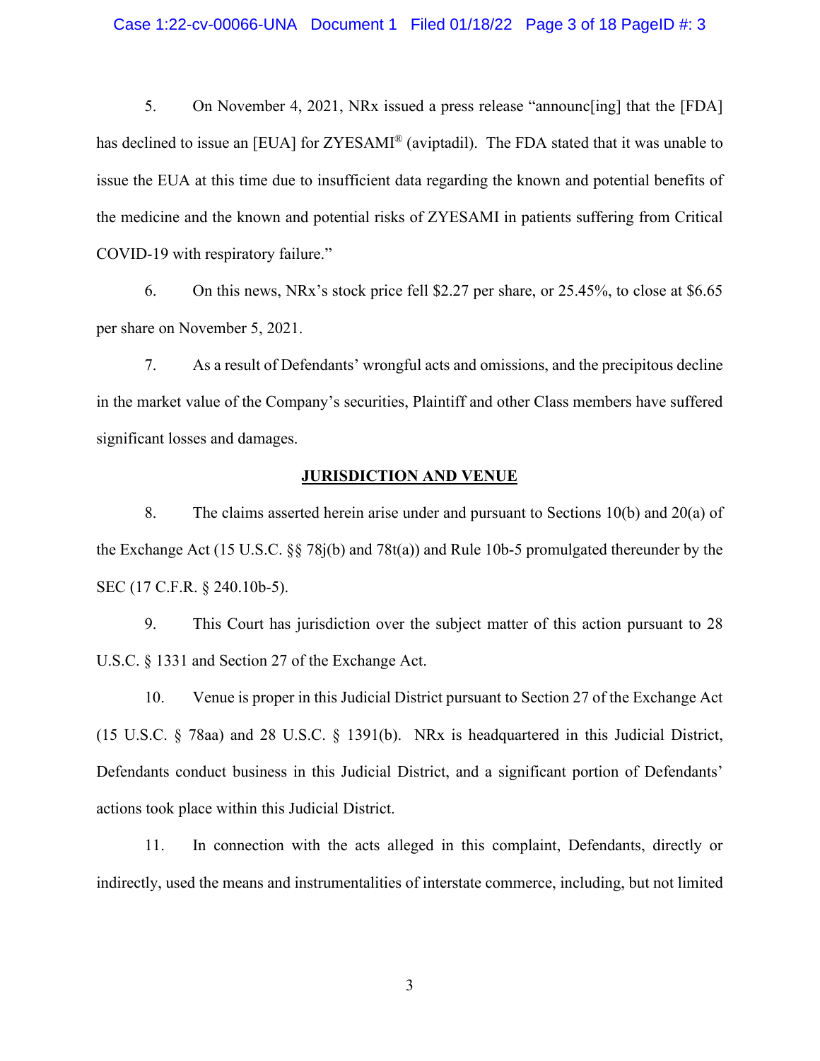5. On November 4, 2021, NRx issued a press release "announc[ing] that the [FDA] has declined to issue an [EUA] for ZYESAMI® (aviptadil). The FDA stated that it was unable to issue the EUA at this time due to insufficient data regarding the known and potential benefits of the medicine and the known and potential risks of ZYESAMI in patients suffering from Critical COVID-19 with respiratory failure."

6. On this news, NRx's stock price fell $2.27 per share, or 25.45%, to close at $6.65 per share on November 5, 2021.

7. As a result of Defendants' wrongful acts and omissions, and the precipitous decline in the market value of the Company's securities, Plaintiff and other Class members have suffered significant losses and damages.

## JURISDICTION AND VENUE

8. The claims asserted herein arise under and pursuant to Sections 10(b) and 20(a) of the Exchange Act (15 U.S.C. §§ 78j(b) and 78t(a)) and Rule 10b-5 promulgated thereunder by the SEC (17 C.F.R. § 240.10b-5).

9. This Court has jurisdiction over the subject matter of this action pursuant to 28 U.S.C. § 1331 and Section 27 of the Exchange Act.

10. Venue is proper in this Judicial District pursuant to Section 27 of the Exchange Act (15 U.S.C. § 78aa) and 28 U.S.C. § 1391(b). NRx is headquartered in this Judicial District, Defendants conduct business in this Judicial District, and a significant portion of Defendants' actions took place within this Judicial District.

11. In connection with the acts alleged in this complaint, Defendants, directly or indirectly, used the means and instrumentalities of interstate commerce, including, but not limited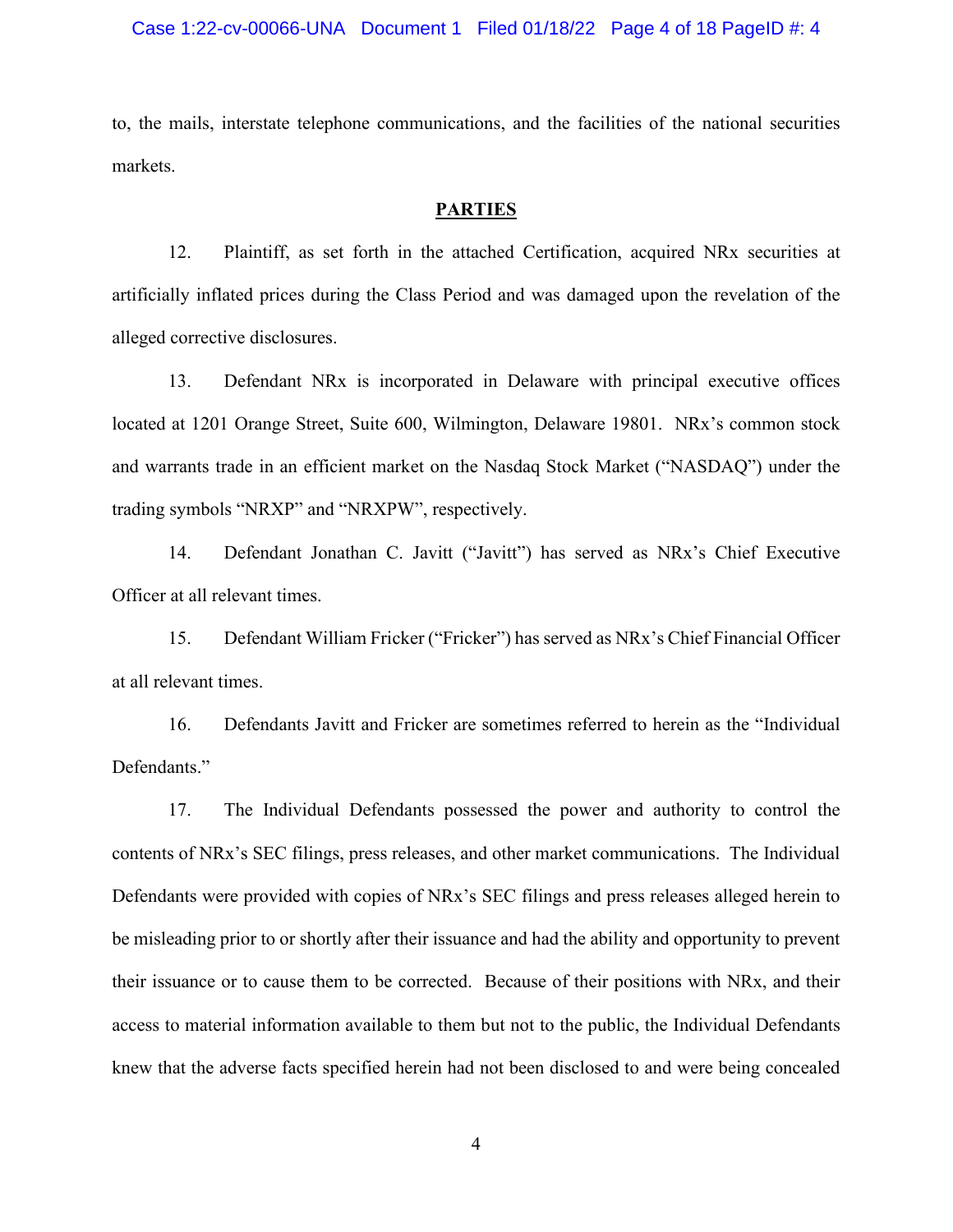to, the mails, interstate telephone communications, and the facilities of the national securities markets.

## PARTIES

12. Plaintiff, as set forth in the attached Certification, acquired NRx securities at artificially inflated prices during the Class Period and was damaged upon the revelation of the alleged corrective disclosures.

13. Defendant NRx is incorporated in Delaware with principal executive offices located at 1201 Orange Street, Suite 600, Wilmington, Delaware 19801. NRx's common stock and warrants trade in an efficient market on the Nasdaq Stock Market ("NASDAQ") under the trading symbols "NRXP" and "NRXPW", respectively.

14. Defendant Jonathan C. Javitt ("Javitt") has served as NRx's Chief Executive Officer at all relevant times.

15. Defendant William Fricker ("Fricker") has served as NRx's Chief Financial Officer at all relevant times.

16. Defendants Javitt and Fricker are sometimes referred to herein as the "Individual Defendants."

17. The Individual Defendants possessed the power and authority to control the contents of NRx's SEC filings, press releases, and other market communications. The Individual Defendants were provided with copies of NRx's SEC filings and press releases alleged herein to be misleading prior to or shortly after their issuance and had the ability and opportunity to prevent their issuance or to cause them to be corrected. Because of their positions with NRx, and their access to material information available to them but not to the public, the Individual Defendants knew that the adverse facts specified herein had not been disclosed to and were being concealed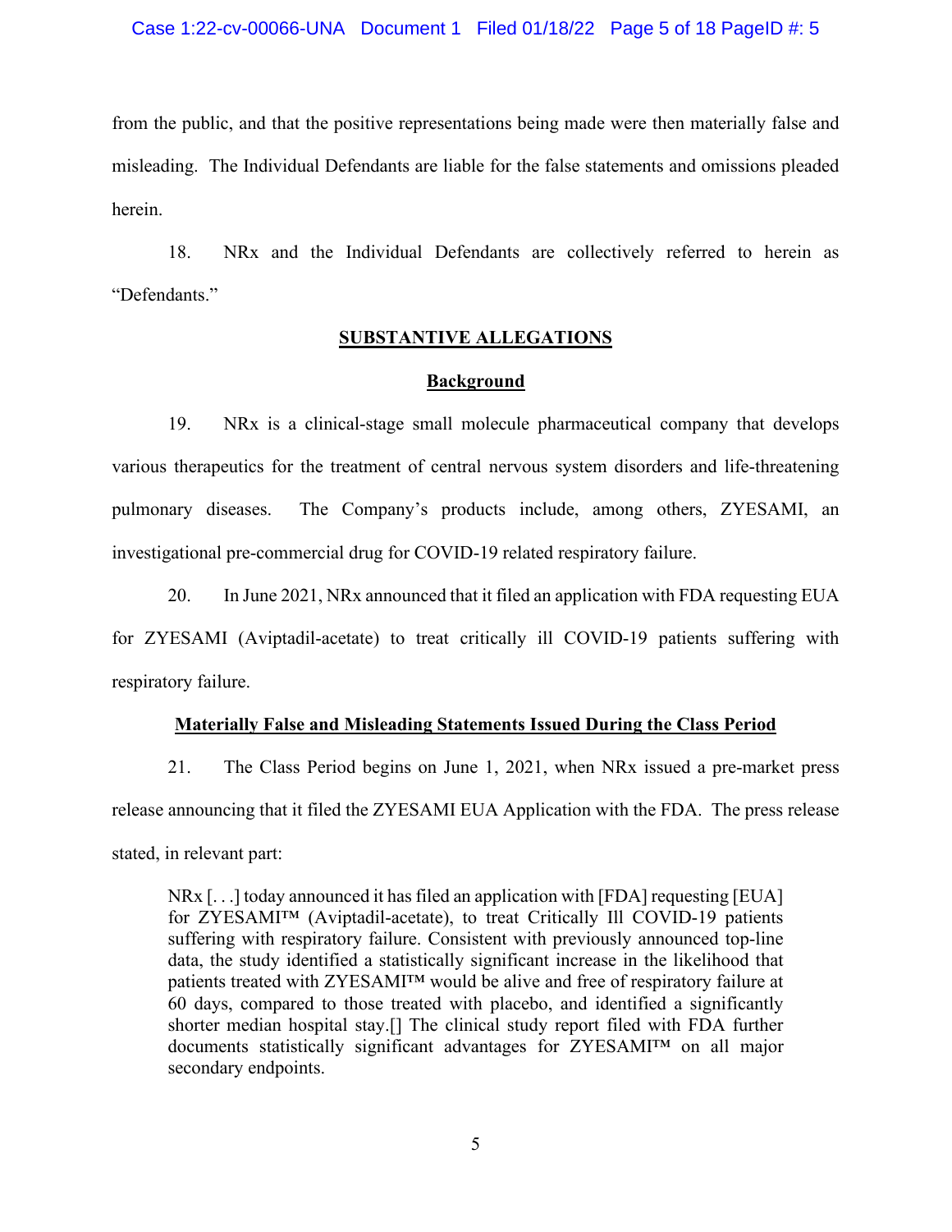from the public, and that the positive representations being made were then materially false and misleading. The Individual Defendants are liable for the false statements and omissions pleaded herein.

18. NRx and the Individual Defendants are collectively referred to herein as "Defendants."

## SUBSTANTIVE ALLEGATIONS

### Background

19. NRx is a clinical-stage small molecule pharmaceutical company that develops various therapeutics for the treatment of central nervous system disorders and life-threatening pulmonary diseases. The Company's products include, among others, ZYESAMI, an investigational pre-commercial drug for COVID-19 related respiratory failure.

20. In June 2021, NRx announced that it filed an application with FDA requesting EUA for ZYESAMI (Aviptadil-acetate) to treat critically ill COVID-19 patients suffering with respiratory failure.

### Materially False and Misleading Statements Issued During the Class Period

21. The Class Period begins on June 1, 2021, when NRx issued a pre-market press release announcing that it filed the ZYESAMI EUA Application with the FDA. The press release stated, in relevant part:

> NRx [. . .] today announced it has filed an application with [FDA] requesting [EUA] for ZYESAMI™ (Aviptadil-acetate), to treat Critically Ill COVID-19 patients suffering with respiratory failure. Consistent with previously announced top-line data, the study identified a statistically significant increase in the likelihood that patients treated with ZYESAMI™ would be alive and free of respiratory failure at 60 days, compared to those treated with placebo, and identified a significantly shorter median hospital stay.[] The clinical study report filed with FDA further documents statistically significant advantages for ZYESAMI™ on all major secondary endpoints.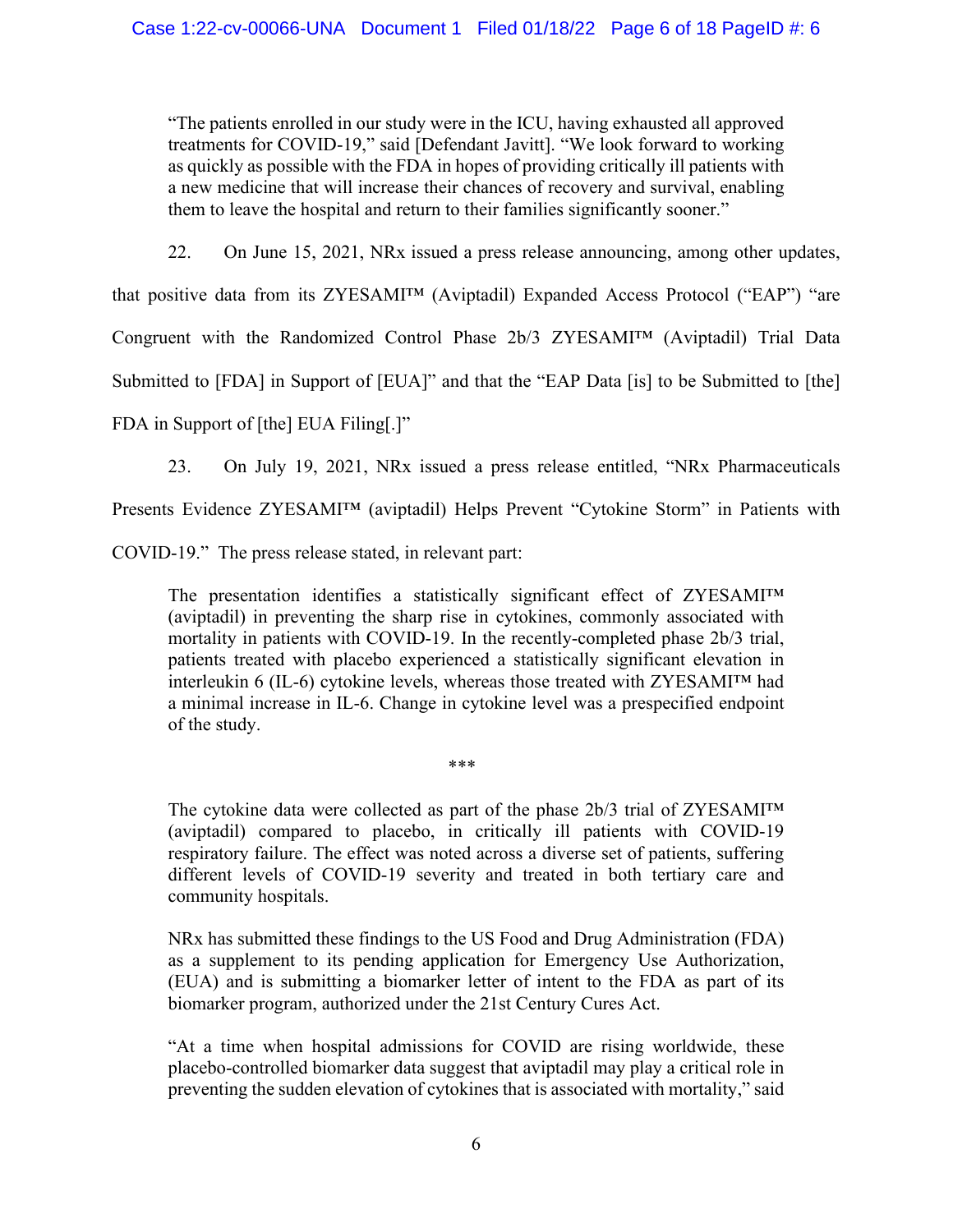> "The patients enrolled in our study were in the ICU, having exhausted all approved treatments for COVID-19," said [Defendant Javitt]. "We look forward to working as quickly as possible with the FDA in hopes of providing critically ill patients with a new medicine that will increase their chances of recovery and survival, enabling them to leave the hospital and return to their families significantly sooner."

22. On June 15, 2021, NRx issued a press release announcing, among other updates, that positive data from its ZYESAMI™ (Aviptadil) Expanded Access Protocol ("EAP") "are Congruent with the Randomized Control Phase 2b/3 ZYESAMI™ (Aviptadil) Trial Data Submitted to [FDA] in Support of [EUA]" and that the "EAP Data [is] to be Submitted to [the] FDA in Support of [the] EUA Filing[.]"

23. On July 19, 2021, NRx issued a press release entitled, "NRx Pharmaceuticals Presents Evidence ZYESAMI™ (aviptadil) Helps Prevent "Cytokine Storm" in Patients with COVID-19." The press release stated, in relevant part:

> The presentation identifies a statistically significant effect of ZYESAMI™ (aviptadil) in preventing the sharp rise in cytokines, commonly associated with mortality in patients with COVID-19. In the recently-completed phase 2b/3 trial, patients treated with placebo experienced a statistically significant elevation in interleukin 6 (IL-6) cytokine levels, whereas those treated with ZYESAMI™ had a minimal increase in IL-6. Change in cytokine level was a prespecified endpoint of the study.
>
> \*\*\*
>
> The cytokine data were collected as part of the phase 2b/3 trial of ZYESAMI™ (aviptadil) compared to placebo, in critically ill patients with COVID-19 respiratory failure. The effect was noted across a diverse set of patients, suffering different levels of COVID-19 severity and treated in both tertiary care and community hospitals.
>
> NRx has submitted these findings to the US Food and Drug Administration (FDA) as a supplement to its pending application for Emergency Use Authorization, (EUA) and is submitting a biomarker letter of intent to the FDA as part of its biomarker program, authorized under the 21st Century Cures Act.
>
> "At a time when hospital admissions for COVID are rising worldwide, these placebo-controlled biomarker data suggest that aviptadil may play a critical role in preventing the sudden elevation of cytokines that is associated with mortality," said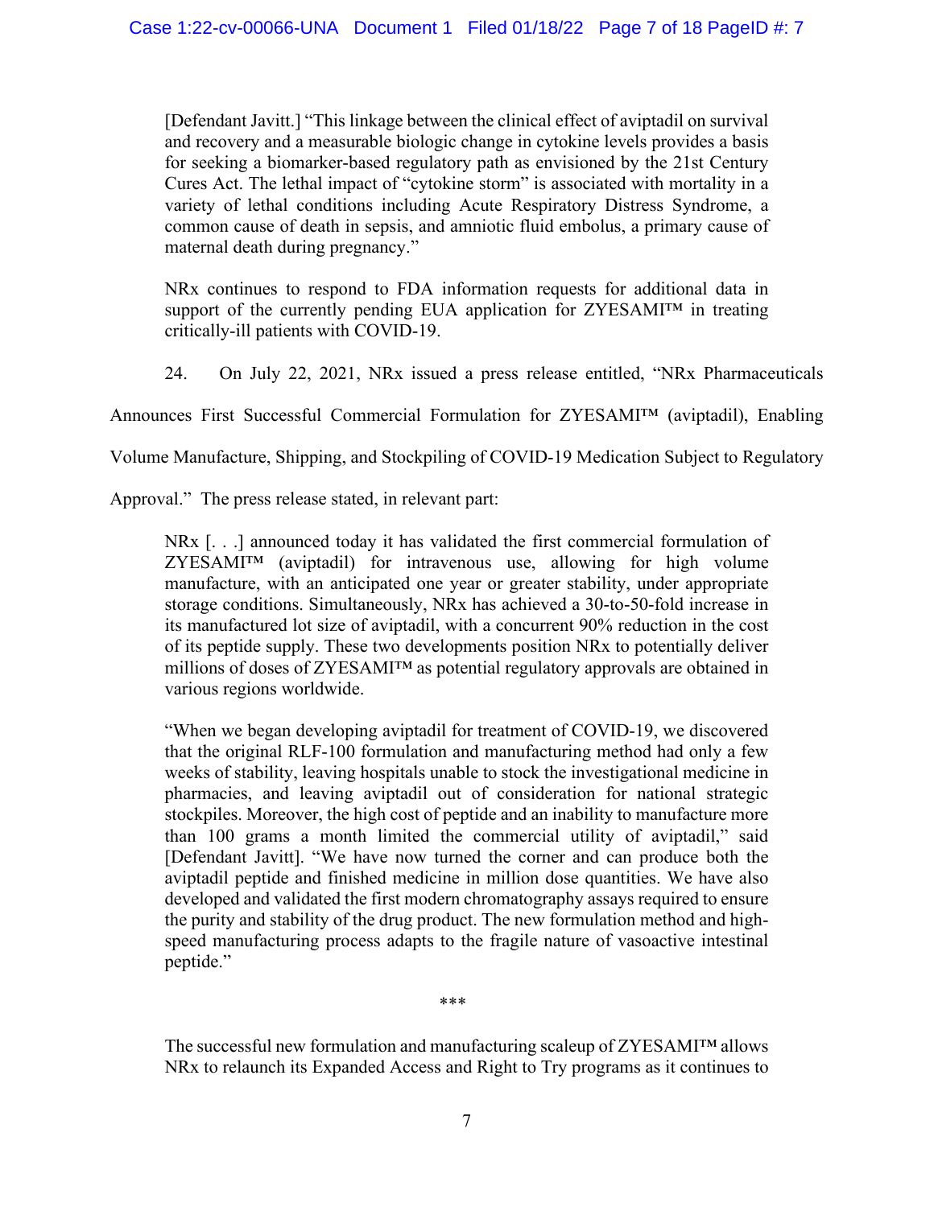> [Defendant Javitt.] "This linkage between the clinical effect of aviptadil on survival and recovery and a measurable biologic change in cytokine levels provides a basis for seeking a biomarker-based regulatory path as envisioned by the 21st Century Cures Act. The lethal impact of "cytokine storm" is associated with mortality in a variety of lethal conditions including Acute Respiratory Distress Syndrome, a common cause of death in sepsis, and amniotic fluid embolus, a primary cause of maternal death during pregnancy."
>
> NRx continues to respond to FDA information requests for additional data in support of the currently pending EUA application for ZYESAMI™ in treating critically-ill patients with COVID-19.

24. On July 22, 2021, NRx issued a press release entitled, "NRx Pharmaceuticals Announces First Successful Commercial Formulation for ZYESAMI™ (aviptadil), Enabling Volume Manufacture, Shipping, and Stockpiling of COVID-19 Medication Subject to Regulatory Approval." The press release stated, in relevant part:

> NRx [. . .] announced today it has validated the first commercial formulation of ZYESAMI™ (aviptadil) for intravenous use, allowing for high volume manufacture, with an anticipated one year or greater stability, under appropriate storage conditions. Simultaneously, NRx has achieved a 30-to-50-fold increase in its manufactured lot size of aviptadil, with a concurrent 90% reduction in the cost of its peptide supply. These two developments position NRx to potentially deliver millions of doses of ZYESAMI™ as potential regulatory approvals are obtained in various regions worldwide.
>
> "When we began developing aviptadil for treatment of COVID-19, we discovered that the original RLF-100 formulation and manufacturing method had only a few weeks of stability, leaving hospitals unable to stock the investigational medicine in pharmacies, and leaving aviptadil out of consideration for national strategic stockpiles. Moreover, the high cost of peptide and an inability to manufacture more than 100 grams a month limited the commercial utility of aviptadil," said [Defendant Javitt]. "We have now turned the corner and can produce both the aviptadil peptide and finished medicine in million dose quantities. We have also developed and validated the first modern chromatography assays required to ensure the purity and stability of the drug product. The new formulation method and high-speed manufacturing process adapts to the fragile nature of vasoactive intestinal peptide."
>
> \*\*\*
>
> The successful new formulation and manufacturing scaleup of ZYESAMI™ allows NRx to relaunch its Expanded Access and Right to Try programs as it continues to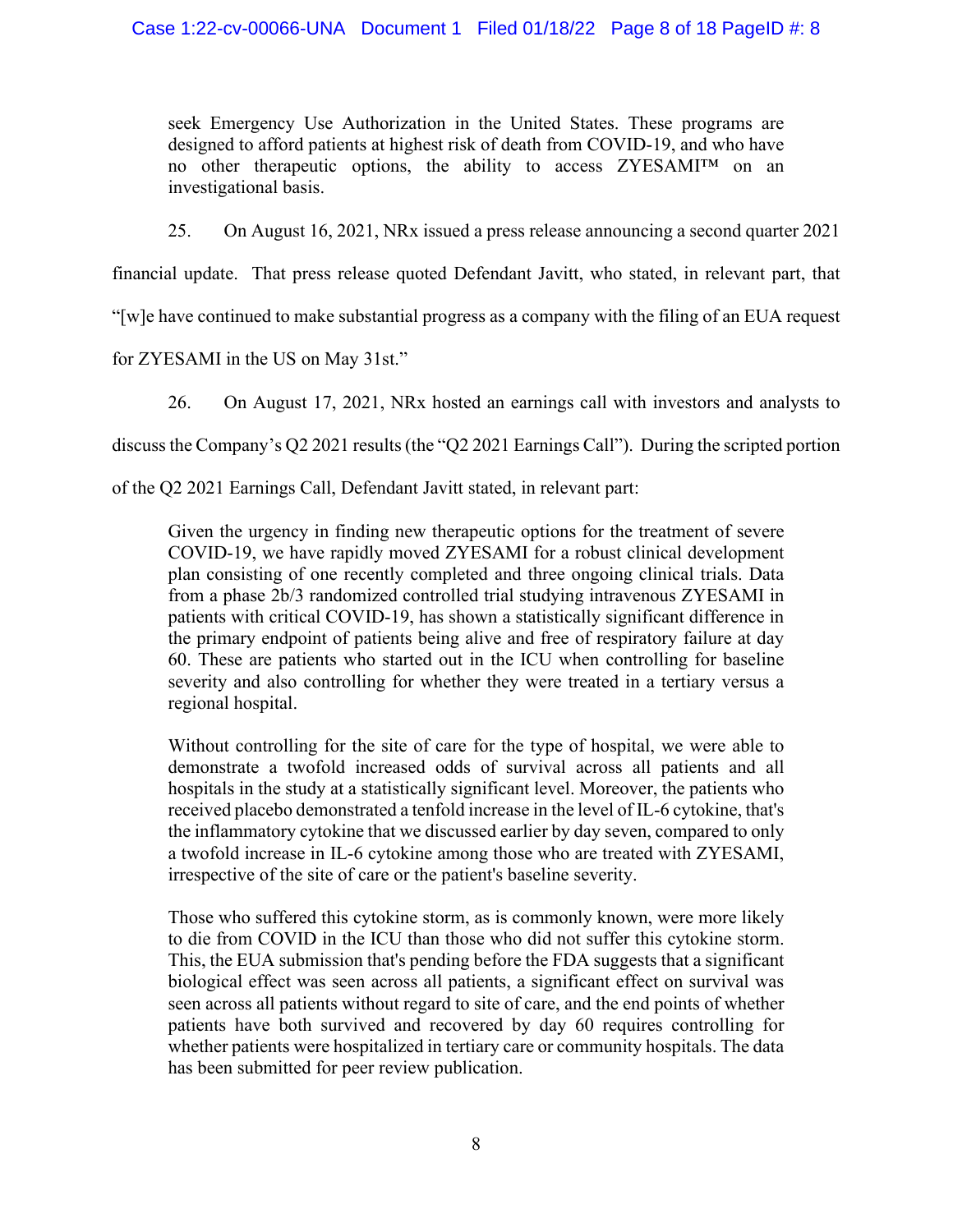seek Emergency Use Authorization in the United States. These programs are designed to afford patients at highest risk of death from COVID-19, and who have no other therapeutic options, the ability to access ZYESAMI™ on an investigational basis.

25. On August 16, 2021, NRx issued a press release announcing a second quarter 2021 financial update. That press release quoted Defendant Javitt, who stated, in relevant part, that "[w]e have continued to make substantial progress as a company with the filing of an EUA request for ZYESAMI in the US on May 31st."

26. On August 17, 2021, NRx hosted an earnings call with investors and analysts to discuss the Company's Q2 2021 results (the "Q2 2021 Earnings Call"). During the scripted portion of the Q2 2021 Earnings Call, Defendant Javitt stated, in relevant part:

> Given the urgency in finding new therapeutic options for the treatment of severe COVID-19, we have rapidly moved ZYESAMI for a robust clinical development plan consisting of one recently completed and three ongoing clinical trials. Data from a phase 2b/3 randomized controlled trial studying intravenous ZYESAMI in patients with critical COVID-19, has shown a statistically significant difference in the primary endpoint of patients being alive and free of respiratory failure at day 60. These are patients who started out in the ICU when controlling for baseline severity and also controlling for whether they were treated in a tertiary versus a regional hospital.
>
> Without controlling for the site of care for the type of hospital, we were able to demonstrate a twofold increased odds of survival across all patients and all hospitals in the study at a statistically significant level. Moreover, the patients who received placebo demonstrated a tenfold increase in the level of IL-6 cytokine, that's the inflammatory cytokine that we discussed earlier by day seven, compared to only a twofold increase in IL-6 cytokine among those who are treated with ZYESAMI, irrespective of the site of care or the patient's baseline severity.
>
> Those who suffered this cytokine storm, as is commonly known, were more likely to die from COVID in the ICU than those who did not suffer this cytokine storm. This, the EUA submission that's pending before the FDA suggests that a significant biological effect was seen across all patients, a significant effect on survival was seen across all patients without regard to site of care, and the end points of whether patients have both survived and recovered by day 60 requires controlling for whether patients were hospitalized in tertiary care or community hospitals. The data has been submitted for peer review publication.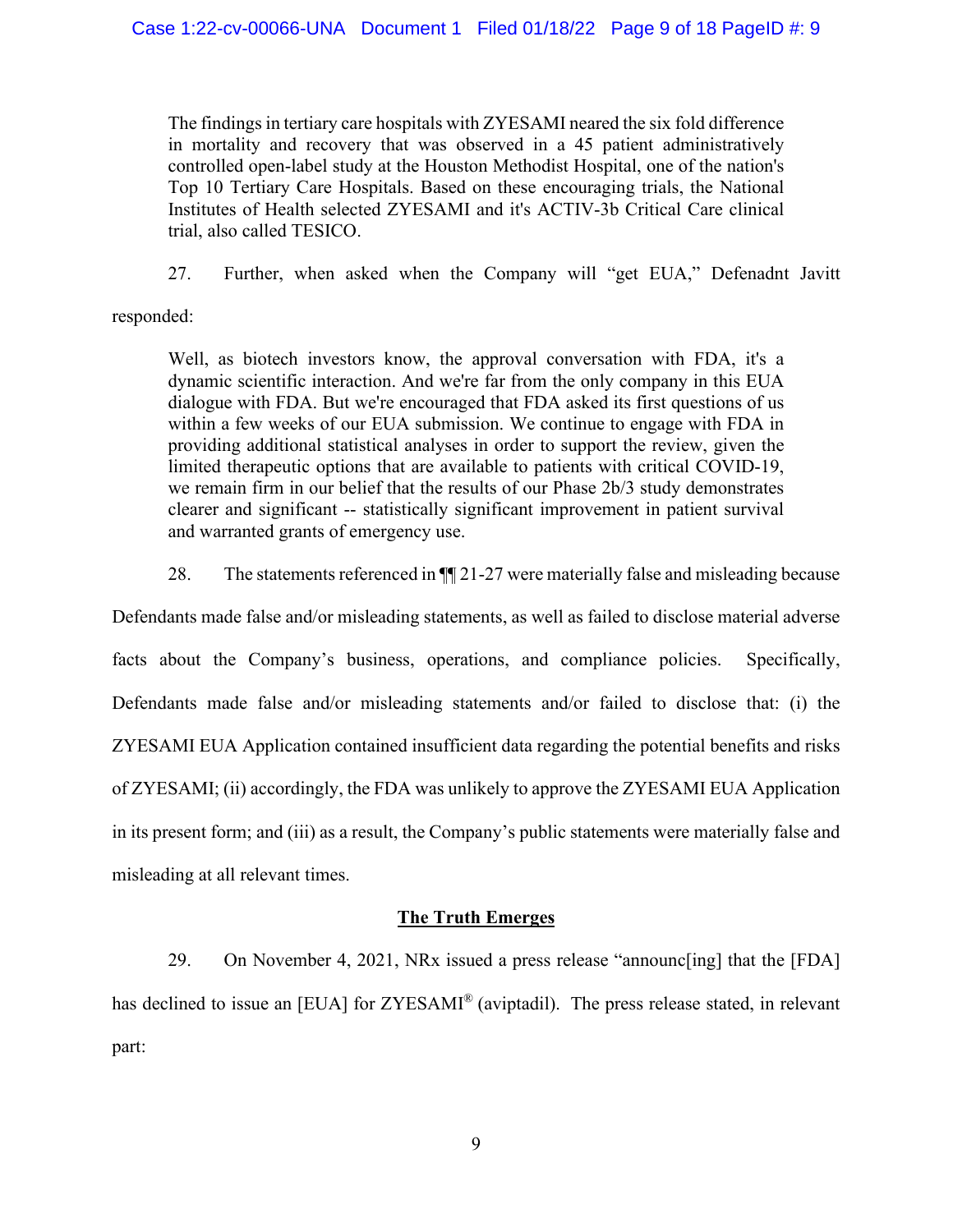> The findings in tertiary care hospitals with ZYESAMI neared the six fold difference in mortality and recovery that was observed in a 45 patient administratively controlled open-label study at the Houston Methodist Hospital, one of the nation's Top 10 Tertiary Care Hospitals. Based on these encouraging trials, the National Institutes of Health selected ZYESAMI and it's ACTIV-3b Critical Care clinical trial, also called TESICO.

27. Further, when asked when the Company will "get EUA," Defenadnt Javitt responded:

> Well, as biotech investors know, the approval conversation with FDA, it's a dynamic scientific interaction. And we're far from the only company in this EUA dialogue with FDA. But we're encouraged that FDA asked its first questions of us within a few weeks of our EUA submission. We continue to engage with FDA in providing additional statistical analyses in order to support the review, given the limited therapeutic options that are available to patients with critical COVID-19, we remain firm in our belief that the results of our Phase 2b/3 study demonstrates clearer and significant -- statistically significant improvement in patient survival and warranted grants of emergency use.

28. The statements referenced in ¶¶ 21-27 were materially false and misleading because Defendants made false and/or misleading statements, as well as failed to disclose material adverse facts about the Company's business, operations, and compliance policies. Specifically, Defendants made false and/or misleading statements and/or failed to disclose that: (i) the ZYESAMI EUA Application contained insufficient data regarding the potential benefits and risks of ZYESAMI; (ii) accordingly, the FDA was unlikely to approve the ZYESAMI EUA Application in its present form; and (iii) as a result, the Company's public statements were materially false and misleading at all relevant times.

## **The Truth Emerges**

29. On November 4, 2021, NRx issued a press release "announc[ing] that the [FDA] has declined to issue an [EUA] for ZYESAMI® (aviptadil). The press release stated, in relevant part: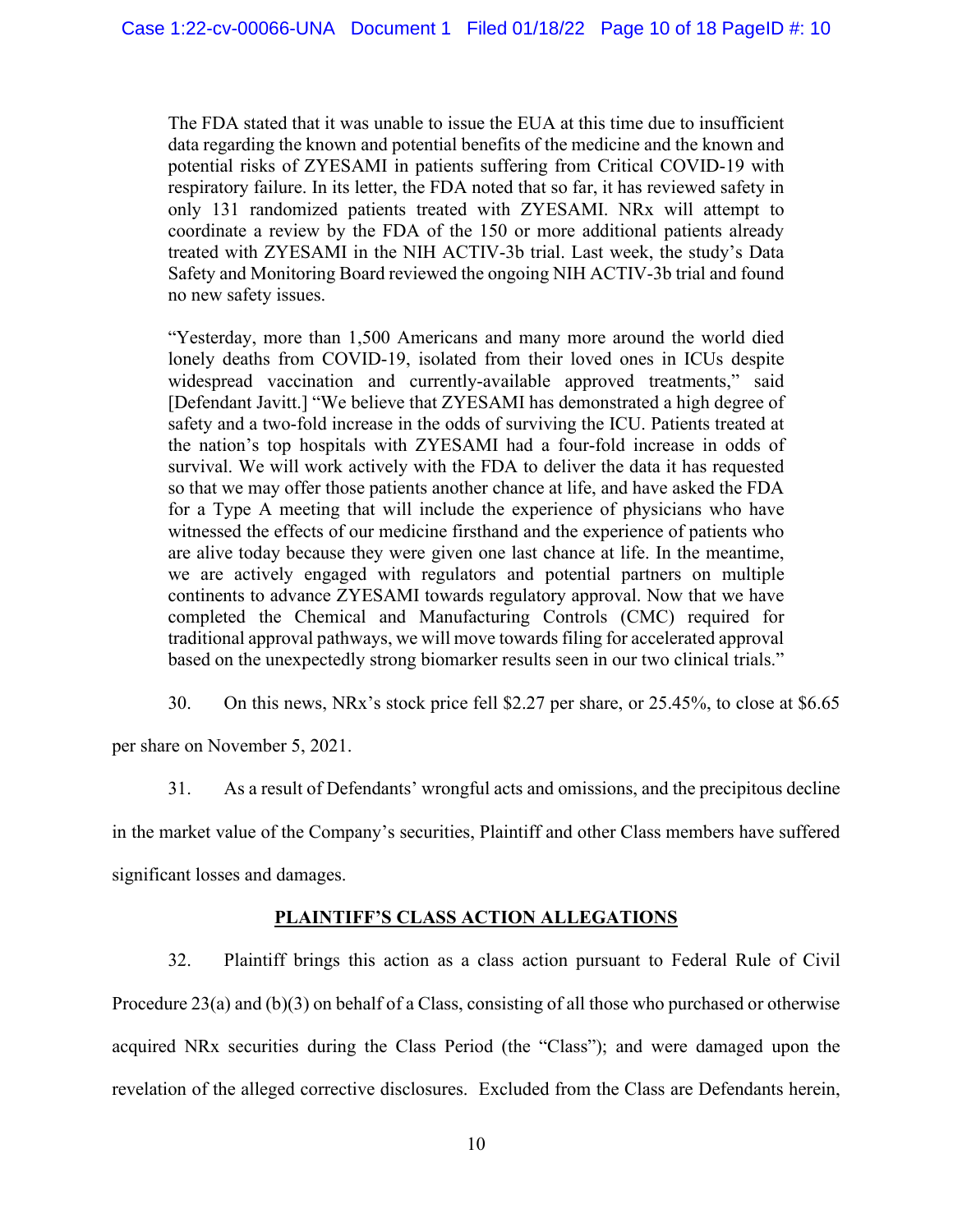> The FDA stated that it was unable to issue the EUA at this time due to insufficient data regarding the known and potential benefits of the medicine and the known and potential risks of ZYESAMI in patients suffering from Critical COVID-19 with respiratory failure. In its letter, the FDA noted that so far, it has reviewed safety in only 131 randomized patients treated with ZYESAMI. NRx will attempt to coordinate a review by the FDA of the 150 or more additional patients already treated with ZYESAMI in the NIH ACTIV-3b trial. Last week, the study's Data Safety and Monitoring Board reviewed the ongoing NIH ACTIV-3b trial and found no new safety issues.
>
> "Yesterday, more than 1,500 Americans and many more around the world died lonely deaths from COVID-19, isolated from their loved ones in ICUs despite widespread vaccination and currently-available approved treatments," said [Defendant Javitt.] "We believe that ZYESAMI has demonstrated a high degree of safety and a two-fold increase in the odds of surviving the ICU. Patients treated at the nation's top hospitals with ZYESAMI had a four-fold increase in odds of survival. We will work actively with the FDA to deliver the data it has requested so that we may offer those patients another chance at life, and have asked the FDA for a Type A meeting that will include the experience of physicians who have witnessed the effects of our medicine firsthand and the experience of patients who are alive today because they were given one last chance at life. In the meantime, we are actively engaged with regulators and potential partners on multiple continents to advance ZYESAMI towards regulatory approval. Now that we have completed the Chemical and Manufacturing Controls (CMC) required for traditional approval pathways, we will move towards filing for accelerated approval based on the unexpectedly strong biomarker results seen in our two clinical trials."

30. On this news, NRx's stock price fell $2.27 per share, or 25.45%, to close at $6.65 per share on November 5, 2021.

31. As a result of Defendants' wrongful acts and omissions, and the precipitous decline in the market value of the Company's securities, Plaintiff and other Class members have suffered significant losses and damages.

## PLAINTIFF'S CLASS ACTION ALLEGATIONS

32. Plaintiff brings this action as a class action pursuant to Federal Rule of Civil Procedure 23(a) and (b)(3) on behalf of a Class, consisting of all those who purchased or otherwise acquired NRx securities during the Class Period (the "Class"); and were damaged upon the revelation of the alleged corrective disclosures. Excluded from the Class are Defendants herein,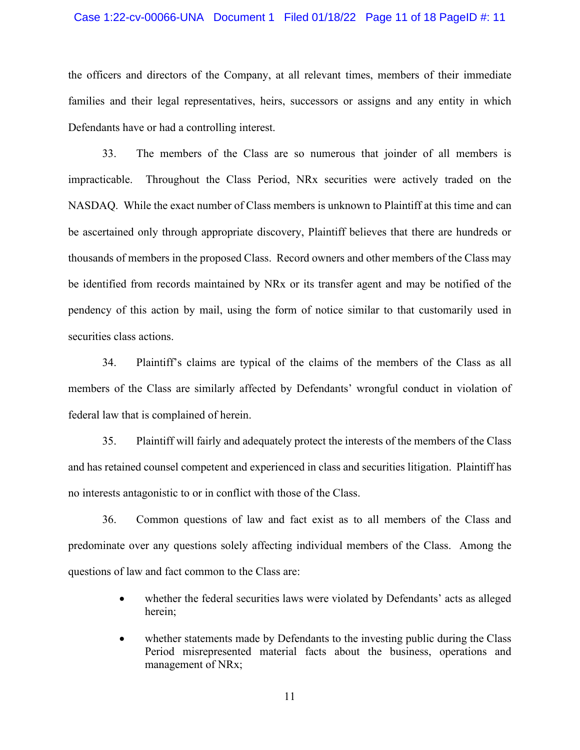the officers and directors of the Company, at all relevant times, members of their immediate families and their legal representatives, heirs, successors or assigns and any entity in which Defendants have or had a controlling interest.

33. The members of the Class are so numerous that joinder of all members is impracticable. Throughout the Class Period, NRx securities were actively traded on the NASDAQ. While the exact number of Class members is unknown to Plaintiff at this time and can be ascertained only through appropriate discovery, Plaintiff believes that there are hundreds or thousands of members in the proposed Class. Record owners and other members of the Class may be identified from records maintained by NRx or its transfer agent and may be notified of the pendency of this action by mail, using the form of notice similar to that customarily used in securities class actions.

34. Plaintiff's claims are typical of the claims of the members of the Class as all members of the Class are similarly affected by Defendants' wrongful conduct in violation of federal law that is complained of herein.

35. Plaintiff will fairly and adequately protect the interests of the members of the Class and has retained counsel competent and experienced in class and securities litigation. Plaintiff has no interests antagonistic to or in conflict with those of the Class.

36. Common questions of law and fact exist as to all members of the Class and predominate over any questions solely affecting individual members of the Class. Among the questions of law and fact common to the Class are:

- whether the federal securities laws were violated by Defendants' acts as alleged herein;
- whether statements made by Defendants to the investing public during the Class Period misrepresented material facts about the business, operations and management of NRx;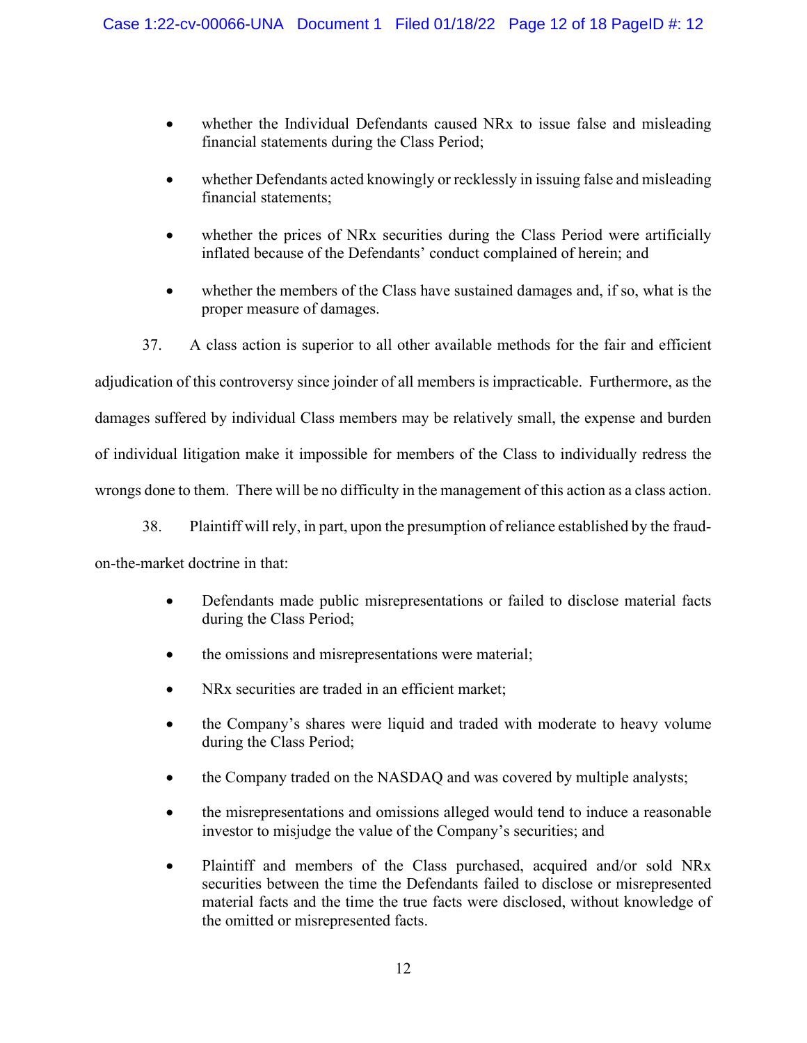- whether the Individual Defendants caused NRx to issue false and misleading financial statements during the Class Period;

- whether Defendants acted knowingly or recklessly in issuing false and misleading financial statements;

- whether the prices of NRx securities during the Class Period were artificially inflated because of the Defendants' conduct complained of herein; and

- whether the members of the Class have sustained damages and, if so, what is the proper measure of damages.

37. A class action is superior to all other available methods for the fair and efficient adjudication of this controversy since joinder of all members is impracticable. Furthermore, as the damages suffered by individual Class members may be relatively small, the expense and burden of individual litigation make it impossible for members of the Class to individually redress the wrongs done to them. There will be no difficulty in the management of this action as a class action.

38. Plaintiff will rely, in part, upon the presumption of reliance established by the fraud-on-the-market doctrine in that:

- Defendants made public misrepresentations or failed to disclose material facts during the Class Period;

- the omissions and misrepresentations were material;

- NRx securities are traded in an efficient market;

- the Company's shares were liquid and traded with moderate to heavy volume during the Class Period;

- the Company traded on the NASDAQ and was covered by multiple analysts;

- the misrepresentations and omissions alleged would tend to induce a reasonable investor to misjudge the value of the Company's securities; and

- Plaintiff and members of the Class purchased, acquired and/or sold NRx securities between the time the Defendants failed to disclose or misrepresented material facts and the time the true facts were disclosed, without knowledge of the omitted or misrepresented facts.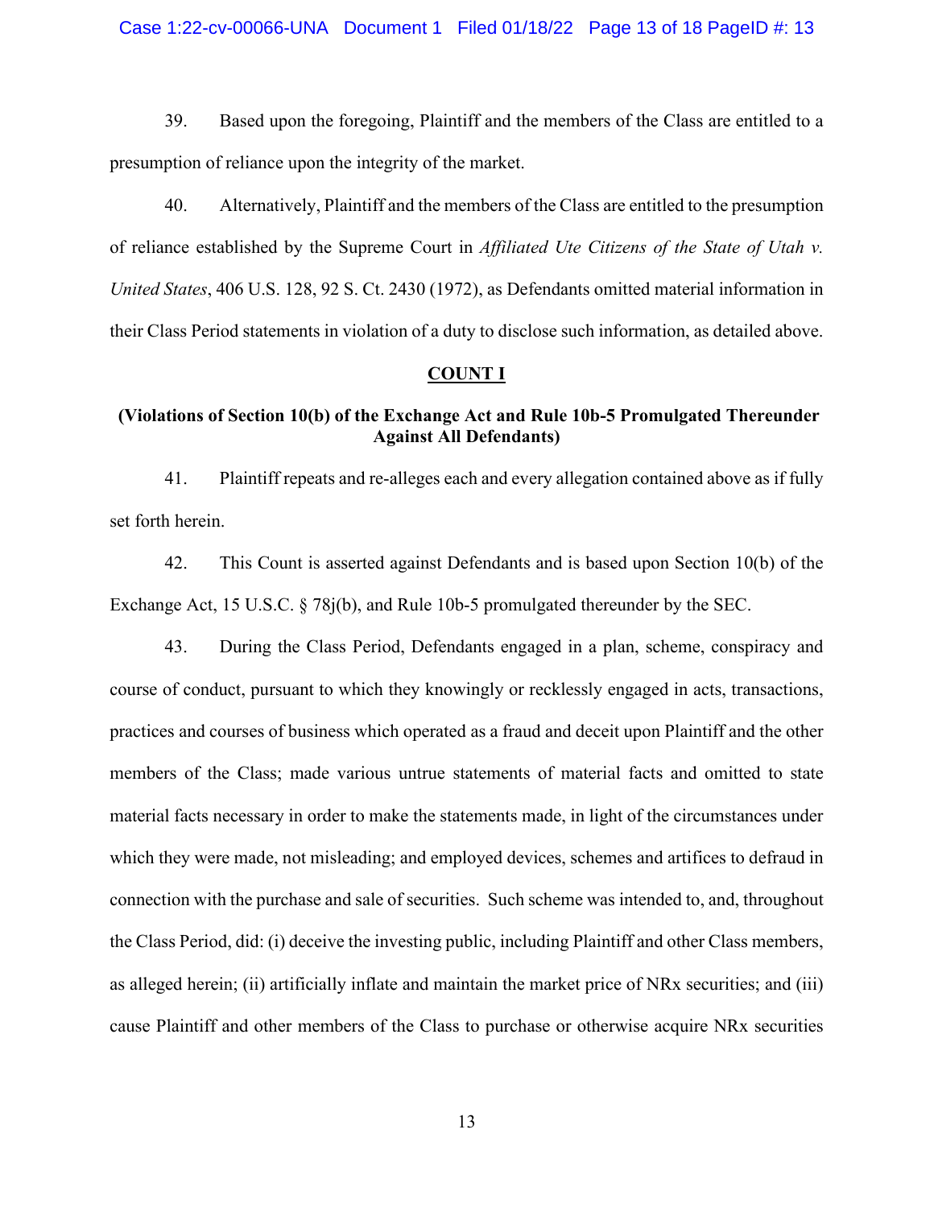39. Based upon the foregoing, Plaintiff and the members of the Class are entitled to a presumption of reliance upon the integrity of the market.

40. Alternatively, Plaintiff and the members of the Class are entitled to the presumption of reliance established by the Supreme Court in *Affiliated Ute Citizens of the State of Utah v. United States*, 406 U.S. 128, 92 S. Ct. 2430 (1972), as Defendants omitted material information in their Class Period statements in violation of a duty to disclose such information, as detailed above.

## COUNT I

**(Violations of Section 10(b) of the Exchange Act and Rule 10b-5 Promulgated Thereunder Against All Defendants)**

41. Plaintiff repeats and re-alleges each and every allegation contained above as if fully set forth herein.

42. This Count is asserted against Defendants and is based upon Section 10(b) of the Exchange Act, 15 U.S.C. § 78j(b), and Rule 10b-5 promulgated thereunder by the SEC.

43. During the Class Period, Defendants engaged in a plan, scheme, conspiracy and course of conduct, pursuant to which they knowingly or recklessly engaged in acts, transactions, practices and courses of business which operated as a fraud and deceit upon Plaintiff and the other members of the Class; made various untrue statements of material facts and omitted to state material facts necessary in order to make the statements made, in light of the circumstances under which they were made, not misleading; and employed devices, schemes and artifices to defraud in connection with the purchase and sale of securities. Such scheme was intended to, and, throughout the Class Period, did: (i) deceive the investing public, including Plaintiff and other Class members, as alleged herein; (ii) artificially inflate and maintain the market price of NRx securities; and (iii) cause Plaintiff and other members of the Class to purchase or otherwise acquire NRx securities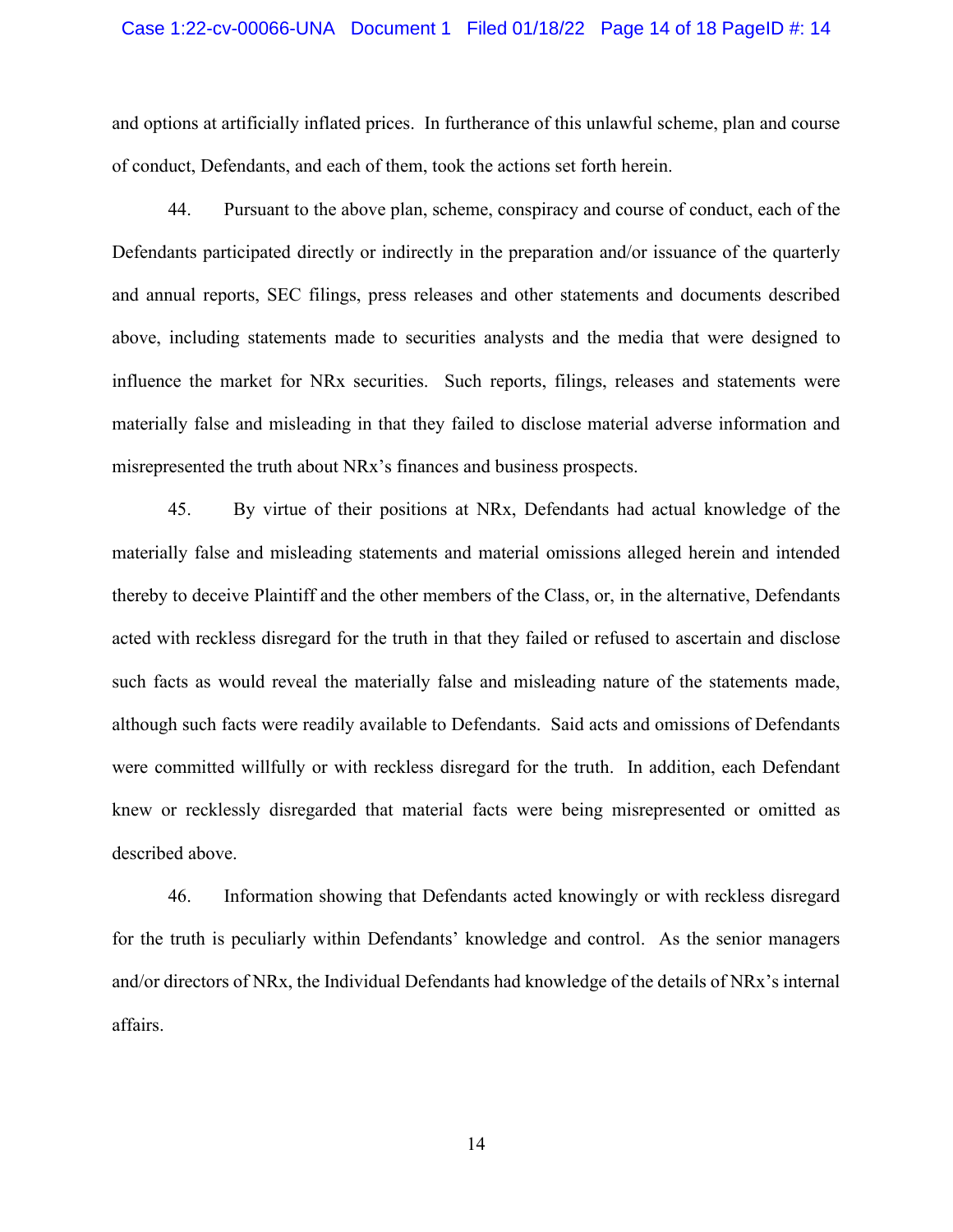and options at artificially inflated prices. In furtherance of this unlawful scheme, plan and course of conduct, Defendants, and each of them, took the actions set forth herein.

44. Pursuant to the above plan, scheme, conspiracy and course of conduct, each of the Defendants participated directly or indirectly in the preparation and/or issuance of the quarterly and annual reports, SEC filings, press releases and other statements and documents described above, including statements made to securities analysts and the media that were designed to influence the market for NRx securities. Such reports, filings, releases and statements were materially false and misleading in that they failed to disclose material adverse information and misrepresented the truth about NRx's finances and business prospects.

45. By virtue of their positions at NRx, Defendants had actual knowledge of the materially false and misleading statements and material omissions alleged herein and intended thereby to deceive Plaintiff and the other members of the Class, or, in the alternative, Defendants acted with reckless disregard for the truth in that they failed or refused to ascertain and disclose such facts as would reveal the materially false and misleading nature of the statements made, although such facts were readily available to Defendants. Said acts and omissions of Defendants were committed willfully or with reckless disregard for the truth. In addition, each Defendant knew or recklessly disregarded that material facts were being misrepresented or omitted as described above.

46. Information showing that Defendants acted knowingly or with reckless disregard for the truth is peculiarly within Defendants' knowledge and control. As the senior managers and/or directors of NRx, the Individual Defendants had knowledge of the details of NRx's internal affairs.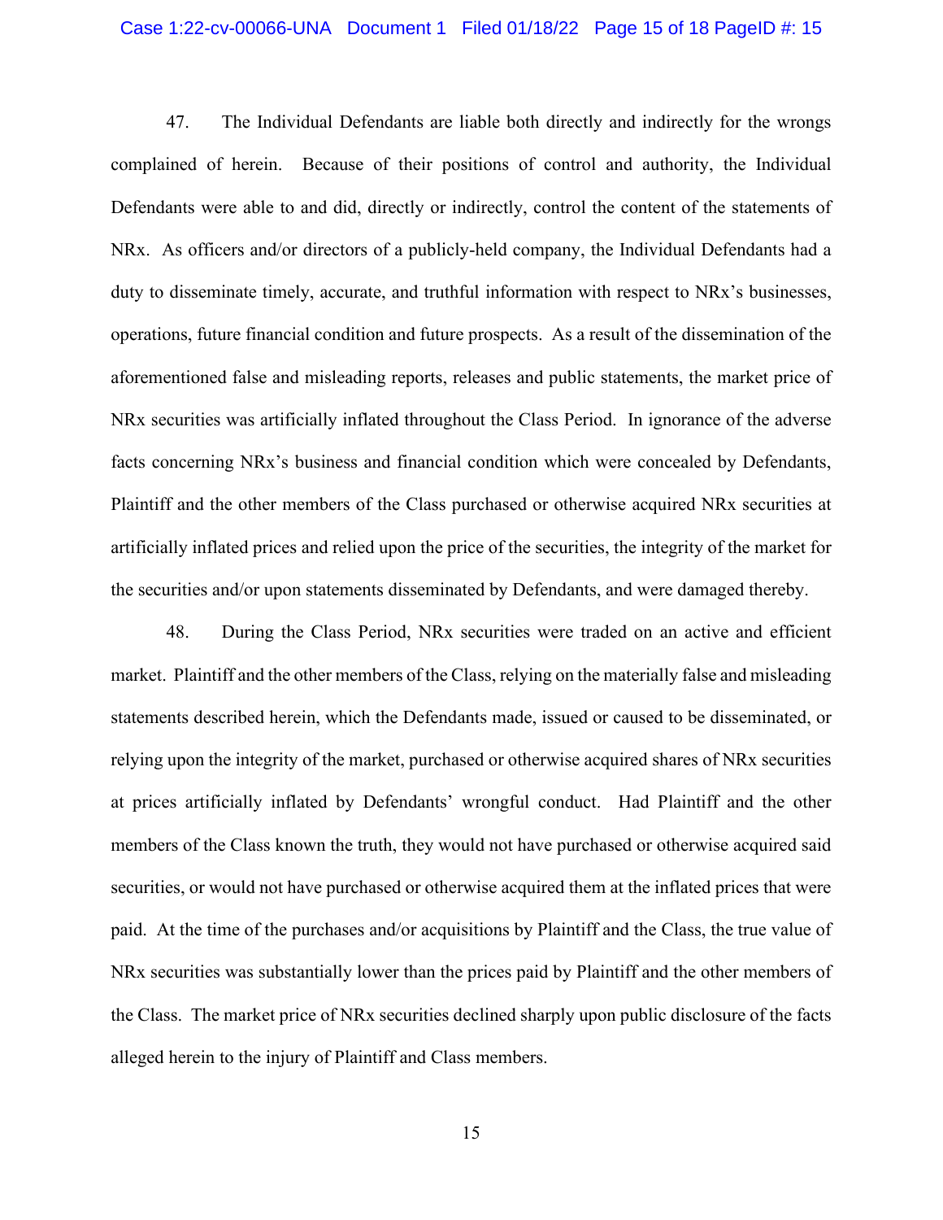47. The Individual Defendants are liable both directly and indirectly for the wrongs complained of herein. Because of their positions of control and authority, the Individual Defendants were able to and did, directly or indirectly, control the content of the statements of NRx. As officers and/or directors of a publicly-held company, the Individual Defendants had a duty to disseminate timely, accurate, and truthful information with respect to NRx's businesses, operations, future financial condition and future prospects. As a result of the dissemination of the aforementioned false and misleading reports, releases and public statements, the market price of NRx securities was artificially inflated throughout the Class Period. In ignorance of the adverse facts concerning NRx's business and financial condition which were concealed by Defendants, Plaintiff and the other members of the Class purchased or otherwise acquired NRx securities at artificially inflated prices and relied upon the price of the securities, the integrity of the market for the securities and/or upon statements disseminated by Defendants, and were damaged thereby.

48. During the Class Period, NRx securities were traded on an active and efficient market. Plaintiff and the other members of the Class, relying on the materially false and misleading statements described herein, which the Defendants made, issued or caused to be disseminated, or relying upon the integrity of the market, purchased or otherwise acquired shares of NRx securities at prices artificially inflated by Defendants' wrongful conduct. Had Plaintiff and the other members of the Class known the truth, they would not have purchased or otherwise acquired said securities, or would not have purchased or otherwise acquired them at the inflated prices that were paid. At the time of the purchases and/or acquisitions by Plaintiff and the Class, the true value of NRx securities was substantially lower than the prices paid by Plaintiff and the other members of the Class. The market price of NRx securities declined sharply upon public disclosure of the facts alleged herein to the injury of Plaintiff and Class members.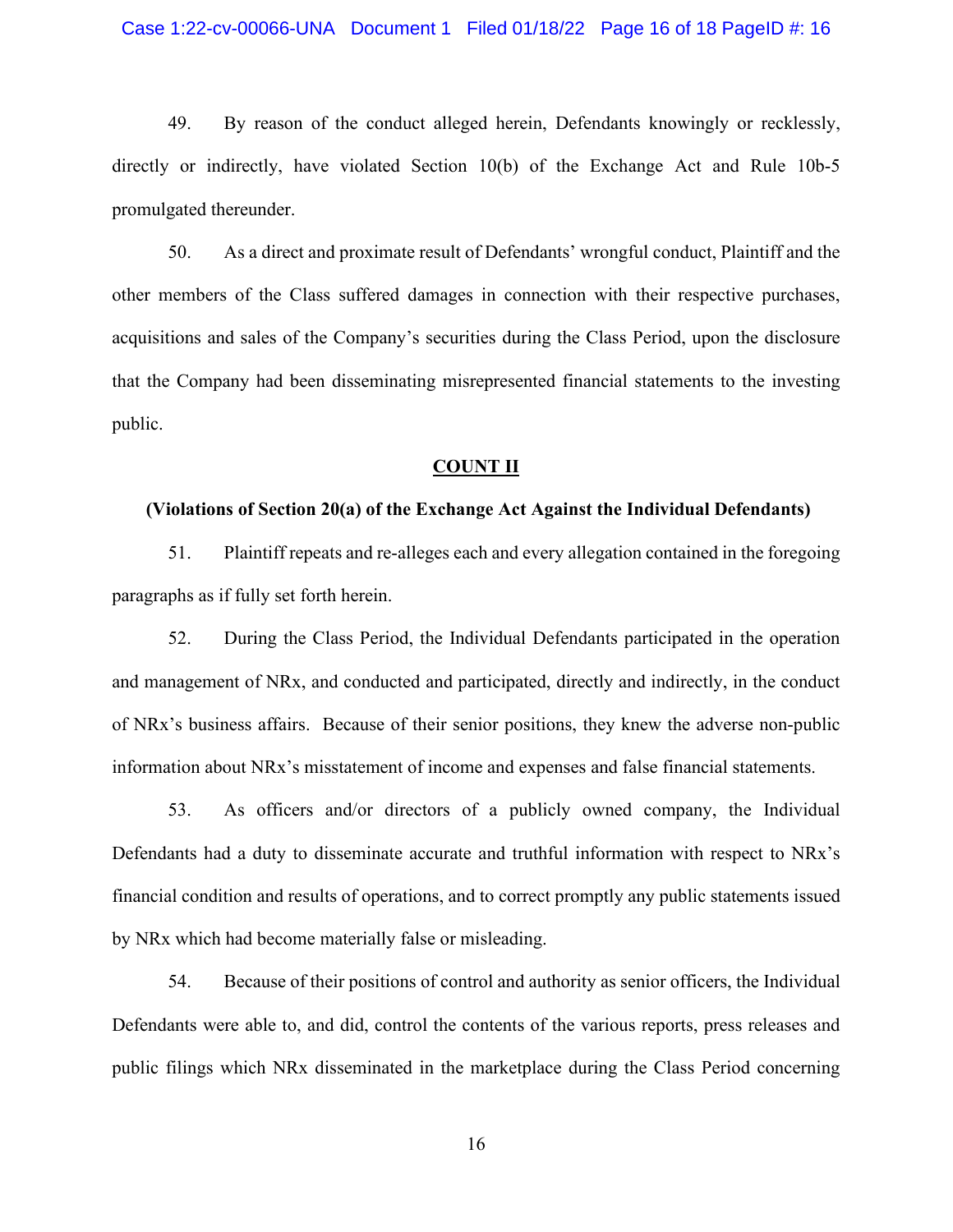49. By reason of the conduct alleged herein, Defendants knowingly or recklessly, directly or indirectly, have violated Section 10(b) of the Exchange Act and Rule 10b-5 promulgated thereunder.

50. As a direct and proximate result of Defendants' wrongful conduct, Plaintiff and the other members of the Class suffered damages in connection with their respective purchases, acquisitions and sales of the Company's securities during the Class Period, upon the disclosure that the Company had been disseminating misrepresented financial statements to the investing public.

## COUNT II

**(Violations of Section 20(a) of the Exchange Act Against the Individual Defendants)**

51. Plaintiff repeats and re-alleges each and every allegation contained in the foregoing paragraphs as if fully set forth herein.

52. During the Class Period, the Individual Defendants participated in the operation and management of NRx, and conducted and participated, directly and indirectly, in the conduct of NRx's business affairs. Because of their senior positions, they knew the adverse non-public information about NRx's misstatement of income and expenses and false financial statements.

53. As officers and/or directors of a publicly owned company, the Individual Defendants had a duty to disseminate accurate and truthful information with respect to NRx's financial condition and results of operations, and to correct promptly any public statements issued by NRx which had become materially false or misleading.

54. Because of their positions of control and authority as senior officers, the Individual Defendants were able to, and did, control the contents of the various reports, press releases and public filings which NRx disseminated in the marketplace during the Class Period concerning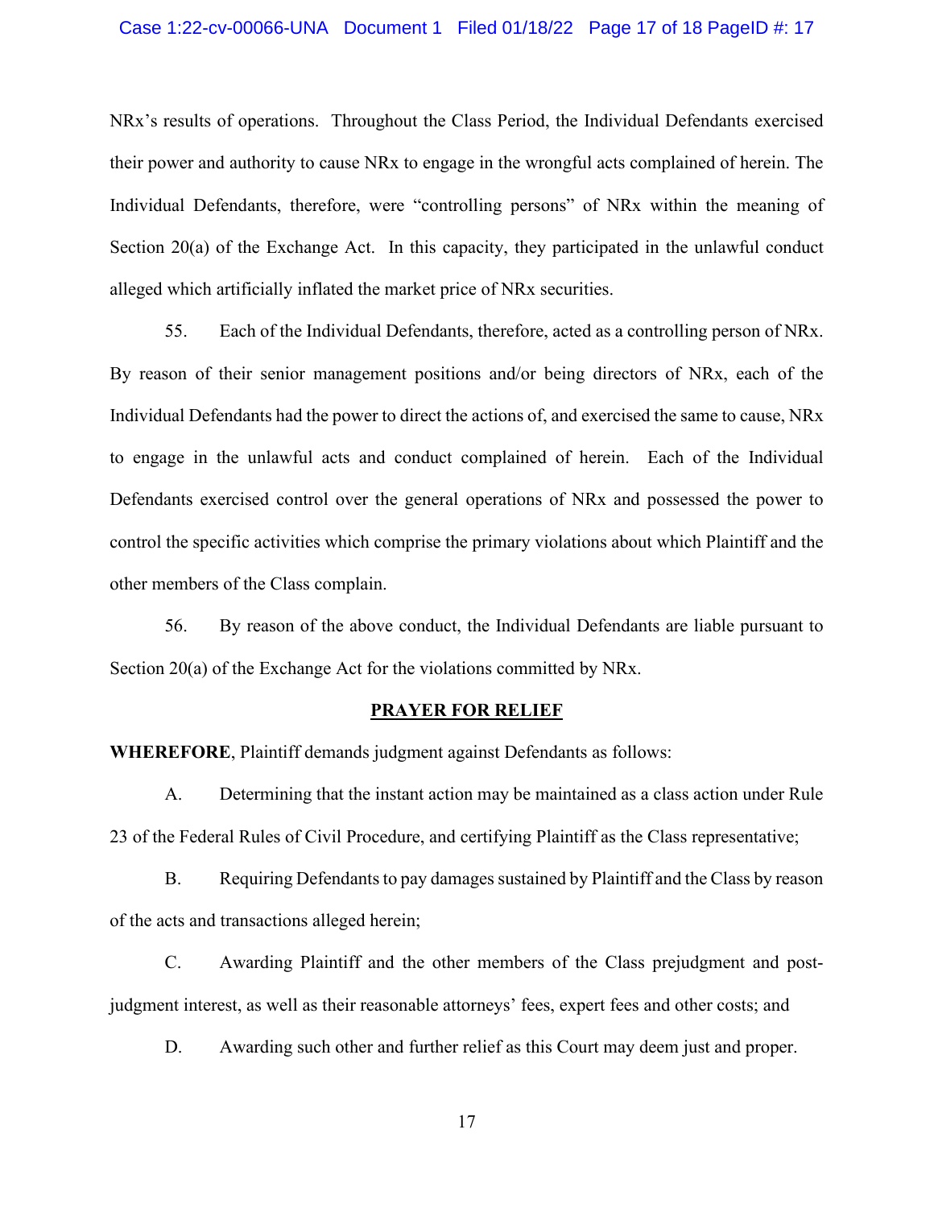NRx's results of operations. Throughout the Class Period, the Individual Defendants exercised their power and authority to cause NRx to engage in the wrongful acts complained of herein. The Individual Defendants, therefore, were "controlling persons" of NRx within the meaning of Section 20(a) of the Exchange Act. In this capacity, they participated in the unlawful conduct alleged which artificially inflated the market price of NRx securities.

55. Each of the Individual Defendants, therefore, acted as a controlling person of NRx. By reason of their senior management positions and/or being directors of NRx, each of the Individual Defendants had the power to direct the actions of, and exercised the same to cause, NRx to engage in the unlawful acts and conduct complained of herein. Each of the Individual Defendants exercised control over the general operations of NRx and possessed the power to control the specific activities which comprise the primary violations about which Plaintiff and the other members of the Class complain.

56. By reason of the above conduct, the Individual Defendants are liable pursuant to Section 20(a) of the Exchange Act for the violations committed by NRx.

## PRAYER FOR RELIEF

**WHEREFORE**, Plaintiff demands judgment against Defendants as follows:

A. Determining that the instant action may be maintained as a class action under Rule 23 of the Federal Rules of Civil Procedure, and certifying Plaintiff as the Class representative;

B. Requiring Defendants to pay damages sustained by Plaintiff and the Class by reason of the acts and transactions alleged herein;

C. Awarding Plaintiff and the other members of the Class prejudgment and post-judgment interest, as well as their reasonable attorneys' fees, expert fees and other costs; and

D. Awarding such other and further relief as this Court may deem just and proper.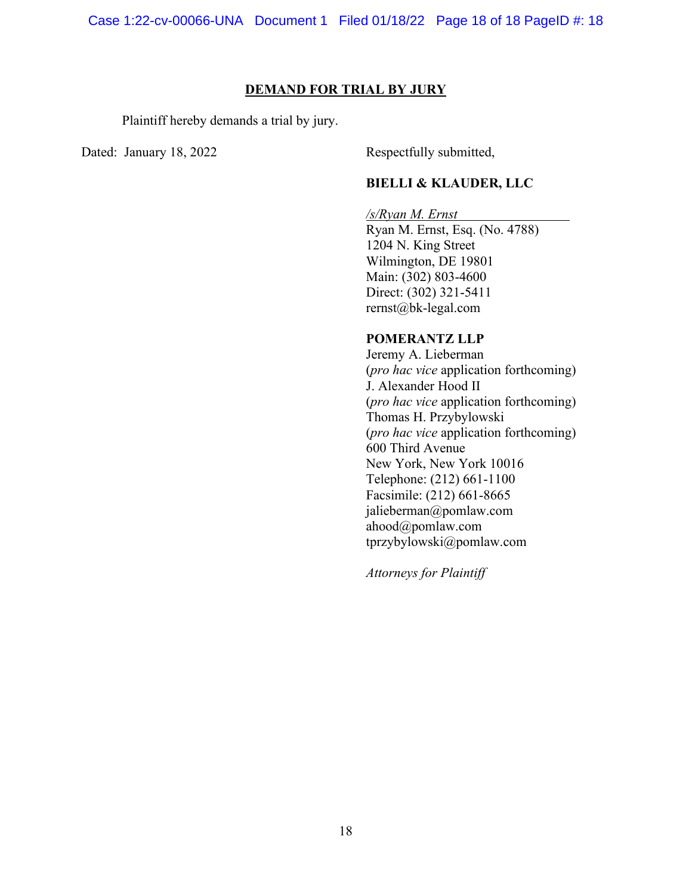## DEMAND FOR TRIAL BY JURY

Plaintiff hereby demands a trial by jury.

Dated: January 18, 2022

Respectfully submitted,

**BIELLI & KLAUDER, LLC**

*/s/Ryan M. Ernst*
Ryan M. Ernst, Esq. (No. 4788)
1204 N. King Street
Wilmington, DE 19801
Main: (302) 803-4600
Direct: (302) 321-5411
rernst@bk-legal.com

**POMERANTZ LLP**
Jeremy A. Lieberman
(*pro hac vice* application forthcoming)
J. Alexander Hood II
(*pro hac vice* application forthcoming)
Thomas H. Przybylowski
(*pro hac vice* application forthcoming)
600 Third Avenue
New York, New York 10016
Telephone: (212) 661-1100
Facsimile: (212) 661-8665
jalieberman@pomlaw.com
ahood@pomlaw.com
tprzybylowski@pomlaw.com

*Attorneys for Plaintiff*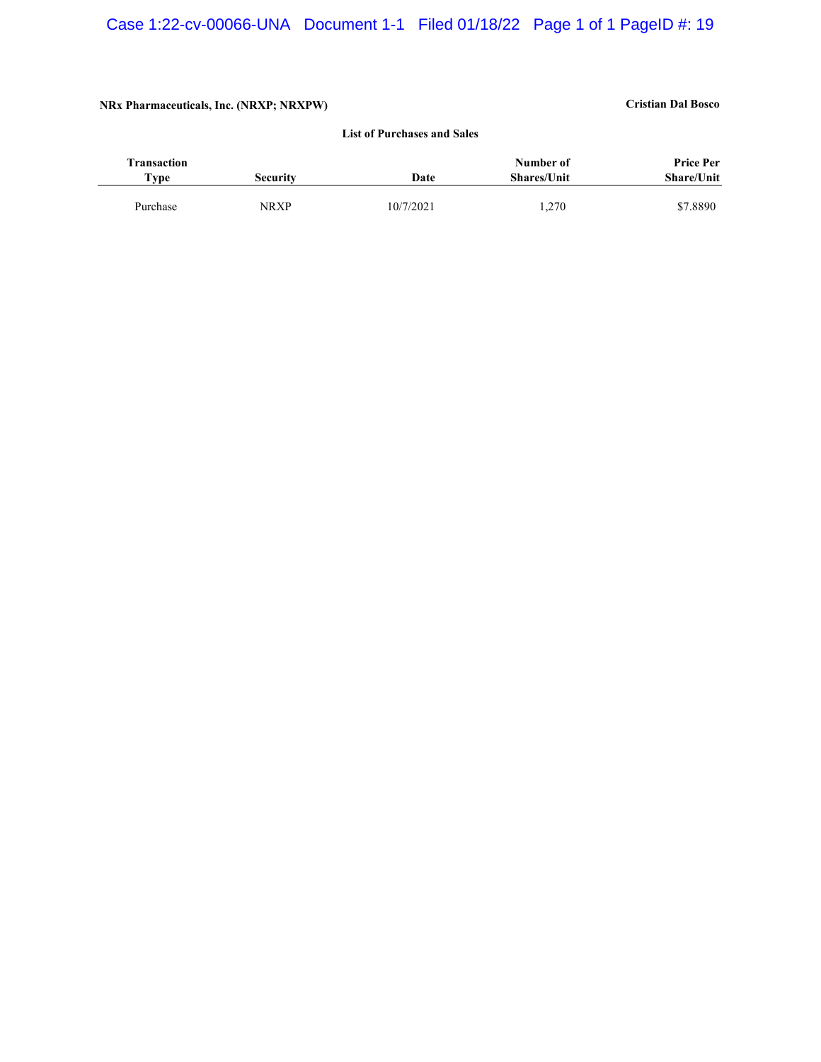**NRx Pharmaceuticals, Inc. (NRXP; NRXPW)** **Cristian Dal Bosco**

**List of Purchases and Sales**

| Transaction Type | Security | Date | Number of Shares/Unit | Price Per Share/Unit |
|---|---|---|---|---|
| Purchase | NRXP | 10/7/2021 | 1,270 | $7.8890 |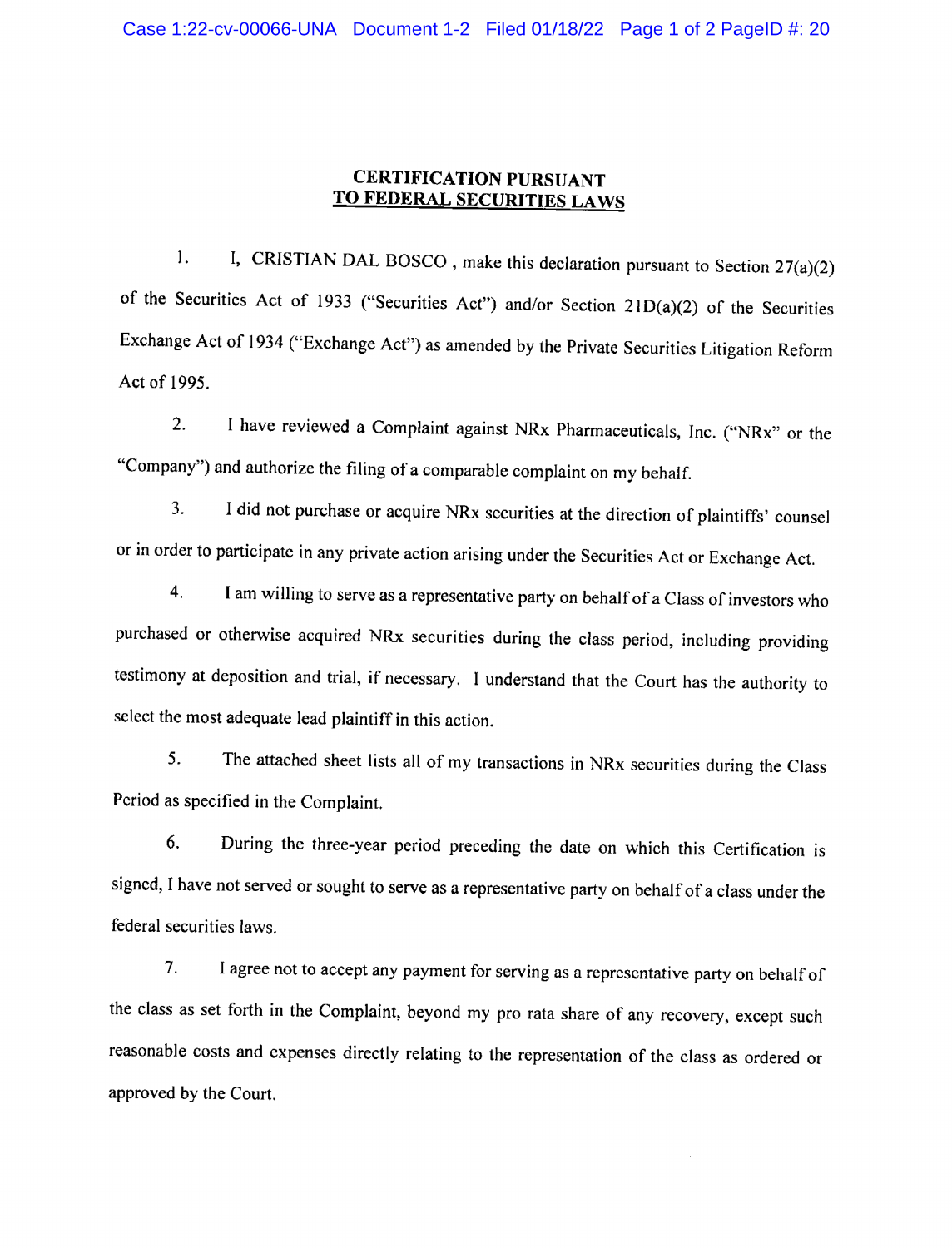**CERTIFICATION PURSUANT**
**TO FEDERAL SECURITIES LAWS**

1. I, CRISTIAN DAL BOSCO , make this declaration pursuant to Section 27(a)(2) of the Securities Act of 1933 ("Securities Act") and/or Section 21D(a)(2) of the Securities Exchange Act of 1934 ("Exchange Act") as amended by the Private Securities Litigation Reform Act of 1995.

2. I have reviewed a Complaint against NRx Pharmaceuticals, Inc. ("NRx" or the "Company") and authorize the filing of a comparable complaint on my behalf.

3. I did not purchase or acquire NRx securities at the direction of plaintiffs' counsel or in order to participate in any private action arising under the Securities Act or Exchange Act.

4. I am willing to serve as a representative party on behalf of a Class of investors who purchased or otherwise acquired NRx securities during the class period, including providing testimony at deposition and trial, if necessary. I understand that the Court has the authority to select the most adequate lead plaintiff in this action.

5. The attached sheet lists all of my transactions in NRx securities during the Class Period as specified in the Complaint.

6. During the three-year period preceding the date on which this Certification is signed, I have not served or sought to serve as a representative party on behalf of a class under the federal securities laws.

7. I agree not to accept any payment for serving as a representative party on behalf of the class as set forth in the Complaint, beyond my pro rata share of any recovery, except such reasonable costs and expenses directly relating to the representation of the class as ordered or approved by the Court.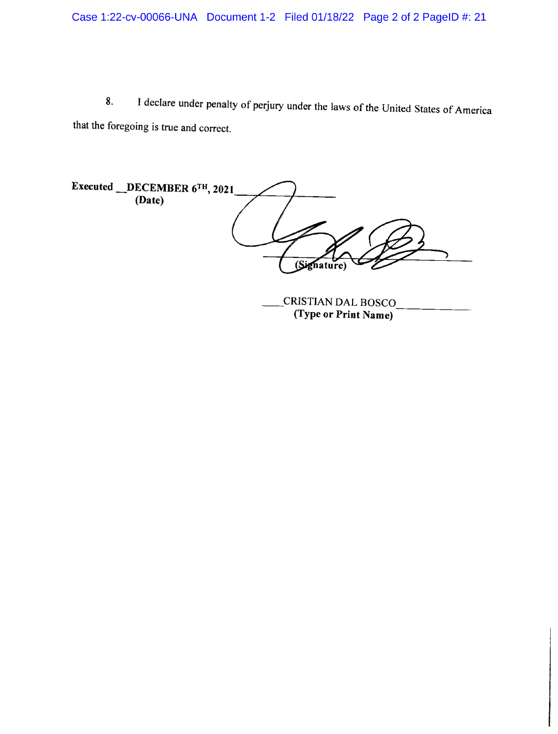8. I declare under penalty of perjury under the laws of the United States of America that the foregoing is true and correct.

**Executed** __**DECEMBER 6TH, 2021**________________
**(Date)**

________________________________
**(Signature)**

____CRISTIAN DAL BOSCO____________
**(Type or Print Name)**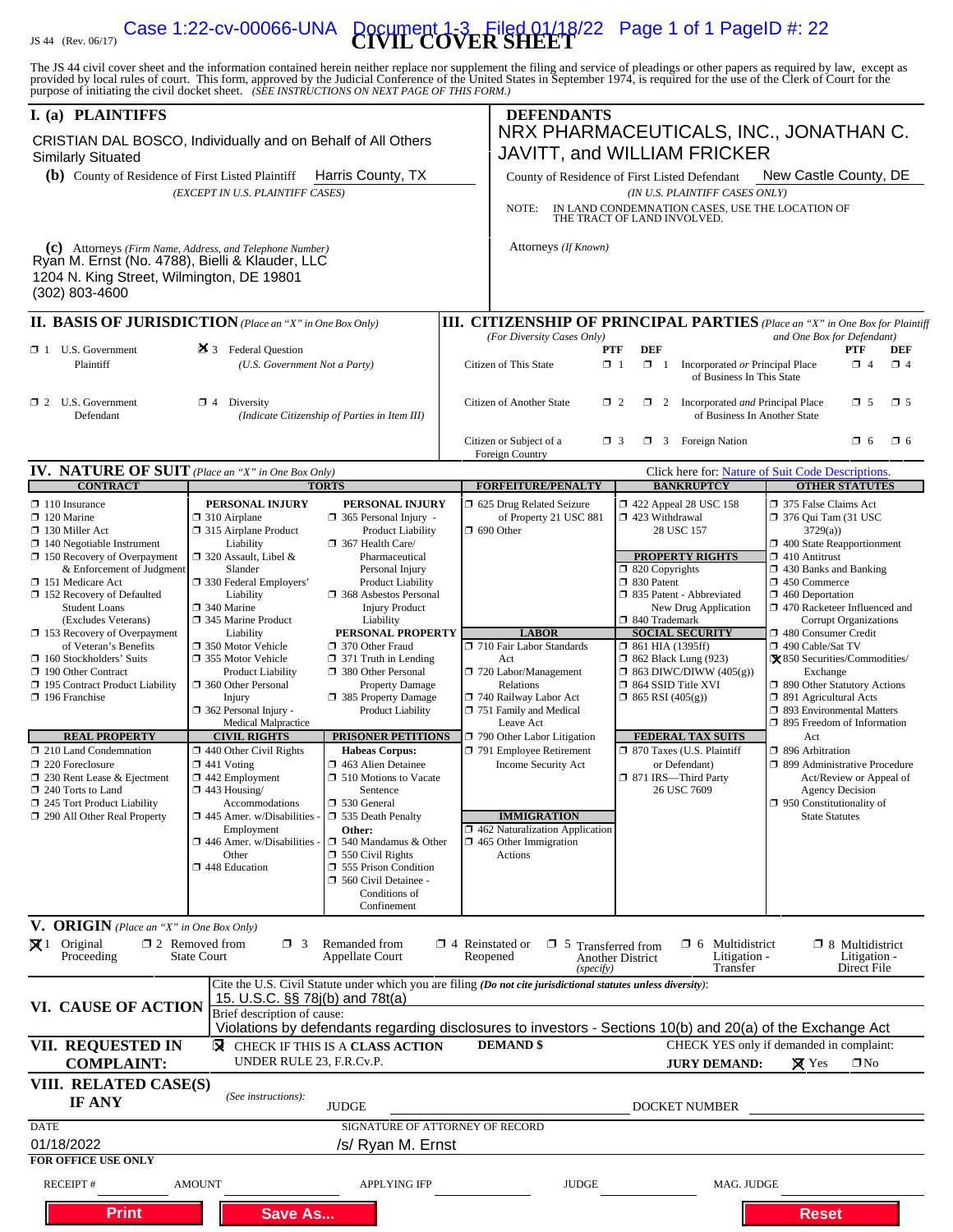JS 44 (Rev. 06/17)

# CIVIL COVER SHEET

The JS 44 civil cover sheet and the information contained herein neither replace nor supplement the filing and service of pleadings or other papers as required by law, except as provided by local rules of court. This form, approved by the Judicial Conference of the United States in September 1974, is required for the use of the Clerk of Court for the purpose of initiating the civil docket sheet. *(SEE INSTRUCTIONS ON NEXT PAGE OF THIS FORM.)*

## I. (a) PLAINTIFFS

CRISTIAN DAL BOSCO, Individually and on Behalf of All Others Similarly Situated

**(b)** County of Residence of First Listed Plaintiff: Harris County, TX
*(EXCEPT IN U.S. PLAINTIFF CASES)*

**(c)** Attorneys *(Firm Name, Address, and Telephone Number)*
Ryan M. Ernst (No. 4788), Bielli & Klauder, LLC
1204 N. King Street, Wilmington, DE 19801
(302) 803-4600

## DEFENDANTS

NRX PHARMACEUTICALS, INC., JONATHAN C. JAVITT, and WILLIAM FRICKER

County of Residence of First Listed Defendant: New Castle County, DE
*(IN U.S. PLAINTIFF CASES ONLY)*

NOTE: IN LAND CONDEMNATION CASES, USE THE LOCATION OF THE TRACT OF LAND INVOLVED.

Attorneys *(If Known)*

## II. BASIS OF JURISDICTION *(Place an "X" in One Box Only)*

- ☐ 1 U.S. Government Plaintiff
- ☒ 3 Federal Question (U.S. Government Not a Party)
- ☐ 2 U.S. Government Defendant
- ☐ 4 Diversity (Indicate Citizenship of Parties in Item III)

## III. CITIZENSHIP OF PRINCIPAL PARTIES *(Place an "X" in One Box for Plaintiff and One Box for Defendant)* *(For Diversity Cases Only)*

| | PTF | DEF | | PTF | DEF |
|---|---|---|---|---|---|
| Citizen of This State | ☐ 1 | ☐ 1 | Incorporated *or* Principal Place of Business In This State | ☐ 4 | ☐ 4 |
| Citizen of Another State | ☐ 2 | ☐ 2 | Incorporated *and* Principal Place of Business In Another State | ☐ 5 | ☐ 5 |
| Citizen or Subject of a Foreign Country | ☐ 3 | ☐ 3 | Foreign Nation | ☐ 6 | ☐ 6 |

## IV. NATURE OF SUIT *(Place an "X" in One Box Only)*

Click here for: Nature of Suit Code Descriptions.

**CONTRACT:** ☐ 110 Insurance; ☐ 120 Marine; ☐ 130 Miller Act; ☐ 140 Negotiable Instrument; ☐ 150 Recovery of Overpayment & Enforcement of Judgment; ☐ 151 Medicare Act; ☐ 152 Recovery of Defaulted Student Loans (Excludes Veterans); ☐ 153 Recovery of Overpayment of Veteran's Benefits; ☐ 160 Stockholders' Suits; ☐ 190 Other Contract; ☐ 195 Contract Product Liability; ☐ 196 Franchise

**REAL PROPERTY:** ☐ 210 Land Condemnation; ☐ 220 Foreclosure; ☐ 230 Rent Lease & Ejectment; ☐ 240 Torts to Land; ☐ 245 Tort Product Liability; ☐ 290 All Other Real Property

**TORTS – PERSONAL INJURY:** ☐ 310 Airplane; ☐ 315 Airplane Product Liability; ☐ 320 Assault, Libel & Slander; ☐ 330 Federal Employers' Liability; ☐ 340 Marine; ☐ 345 Marine Product Liability; ☐ 350 Motor Vehicle; ☐ 355 Motor Vehicle Product Liability; ☐ 360 Other Personal Injury; ☐ 362 Personal Injury - Medical Malpractice

**PERSONAL INJURY:** ☐ 365 Personal Injury - Product Liability; ☐ 367 Health Care/ Pharmaceutical Personal Injury Product Liability; ☐ 368 Asbestos Personal Injury Product Liability

**PERSONAL PROPERTY:** ☐ 370 Other Fraud; ☐ 371 Truth in Lending; ☐ 380 Other Personal Property Damage; ☐ 385 Property Damage Product Liability

**CIVIL RIGHTS:** ☐ 440 Other Civil Rights; ☐ 441 Voting; ☐ 442 Employment; ☐ 443 Housing/ Accommodations; ☐ 445 Amer. w/Disabilities - Employment; ☐ 446 Amer. w/Disabilities - Other; ☐ 448 Education

**PRISONER PETITIONS – Habeas Corpus:** ☐ 463 Alien Detainee; ☐ 510 Motions to Vacate Sentence; ☐ 530 General; ☐ 535 Death Penalty; **Other:** ☐ 540 Mandamus & Other; ☐ 550 Civil Rights; ☐ 555 Prison Condition; ☐ 560 Civil Detainee - Conditions of Confinement

**FORFEITURE/PENALTY:** ☐ 625 Drug Related Seizure of Property 21 USC 881; ☐ 690 Other

**LABOR:** ☐ 710 Fair Labor Standards Act; ☐ 720 Labor/Management Relations; ☐ 740 Railway Labor Act; ☐ 751 Family and Medical Leave Act; ☐ 790 Other Labor Litigation; ☐ 791 Employee Retirement Income Security Act

**IMMIGRATION:** ☐ 462 Naturalization Application; ☐ 465 Other Immigration Actions

**BANKRUPTCY:** ☐ 422 Appeal 28 USC 158; ☐ 423 Withdrawal 28 USC 157

**PROPERTY RIGHTS:** ☐ 820 Copyrights; ☐ 830 Patent; ☐ 835 Patent - Abbreviated New Drug Application; ☐ 840 Trademark

**SOCIAL SECURITY:** ☐ 861 HIA (1395ff); ☐ 862 Black Lung (923); ☐ 863 DIWC/DIWW (405(g)); ☐ 864 SSID Title XVI; ☐ 865 RSI (405(g))

**FEDERAL TAX SUITS:** ☐ 870 Taxes (U.S. Plaintiff or Defendant); ☐ 871 IRS—Third Party 26 USC 7609

**OTHER STATUTES:** ☐ 375 False Claims Act; ☐ 376 Qui Tam (31 USC 3729(a)); ☐ 400 State Reapportionment; ☐ 410 Antitrust; ☐ 430 Banks and Banking; ☐ 450 Commerce; ☐ 460 Deportation; ☐ 470 Racketeer Influenced and Corrupt Organizations; ☐ 480 Consumer Credit; ☐ 490 Cable/Sat TV; ☒ 850 Securities/Commodities/ Exchange; ☐ 890 Other Statutory Actions; ☐ 891 Agricultural Acts; ☐ 893 Environmental Matters; ☐ 895 Freedom of Information Act; ☐ 896 Arbitration; ☐ 899 Administrative Procedure Act/Review or Appeal of Agency Decision; ☐ 950 Constitutionality of State Statutes

## V. ORIGIN *(Place an "X" in One Box Only)*

☒ 1 Original Proceeding; ☐ 2 Removed from State Court; ☐ 3 Remanded from Appellate Court; ☐ 4 Reinstated or Reopened; ☐ 5 Transferred from Another District *(specify)*; ☐ 6 Multidistrict Litigation - Transfer; ☐ 8 Multidistrict Litigation - Direct File

## VI. CAUSE OF ACTION

Cite the U.S. Civil Statute under which you are filing *(Do not cite jurisdictional statutes unless diversity)*: 15. U.S.C. §§ 78j(b) and 78t(a)

Brief description of cause: Violations by defendants regarding disclosures to investors - Sections 10(b) and 20(a) of the Exchange Act

## VII. REQUESTED IN COMPLAINT:

☒ CHECK IF THIS IS A **CLASS ACTION** UNDER RULE 23, F.R.Cv.P.

**DEMAND $**

CHECK YES only if demanded in complaint: **JURY DEMAND:** ☒ Yes ☐ No

## VIII. RELATED CASE(S) IF ANY

*(See instructions):* JUDGE DOCKET NUMBER

DATE: 01/18/2022

SIGNATURE OF ATTORNEY OF RECORD: /s/ Ryan M. Ernst

**FOR OFFICE USE ONLY**

RECEIPT # AMOUNT APPLYING IFP JUDGE MAG. JUDGE